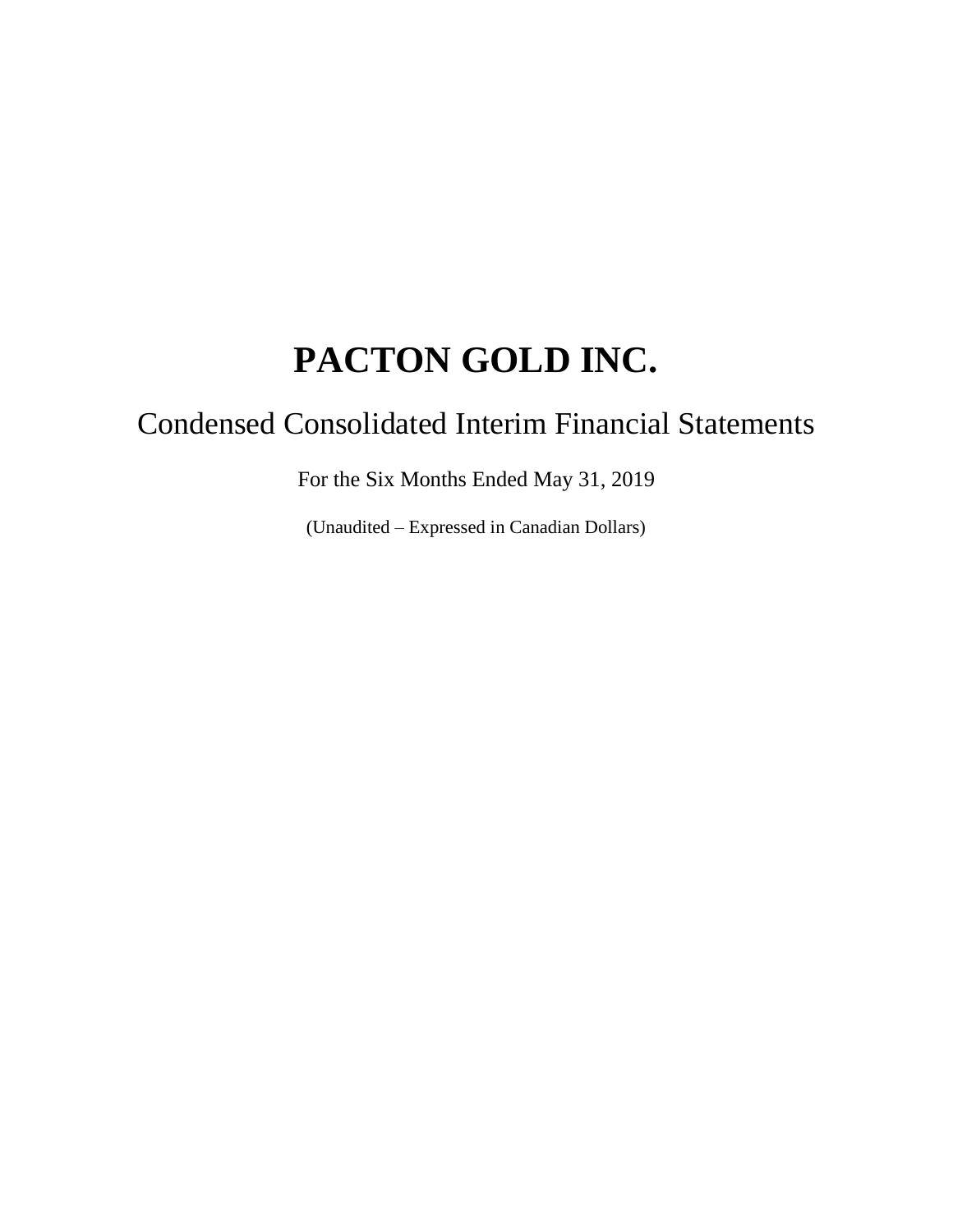# PACTON GOLD INC.

## Condensed Consolidated Interim Financial Statements

For the Six Months Ended May 31, 2019

(Unaudited – Expressed in Canadian Dollars)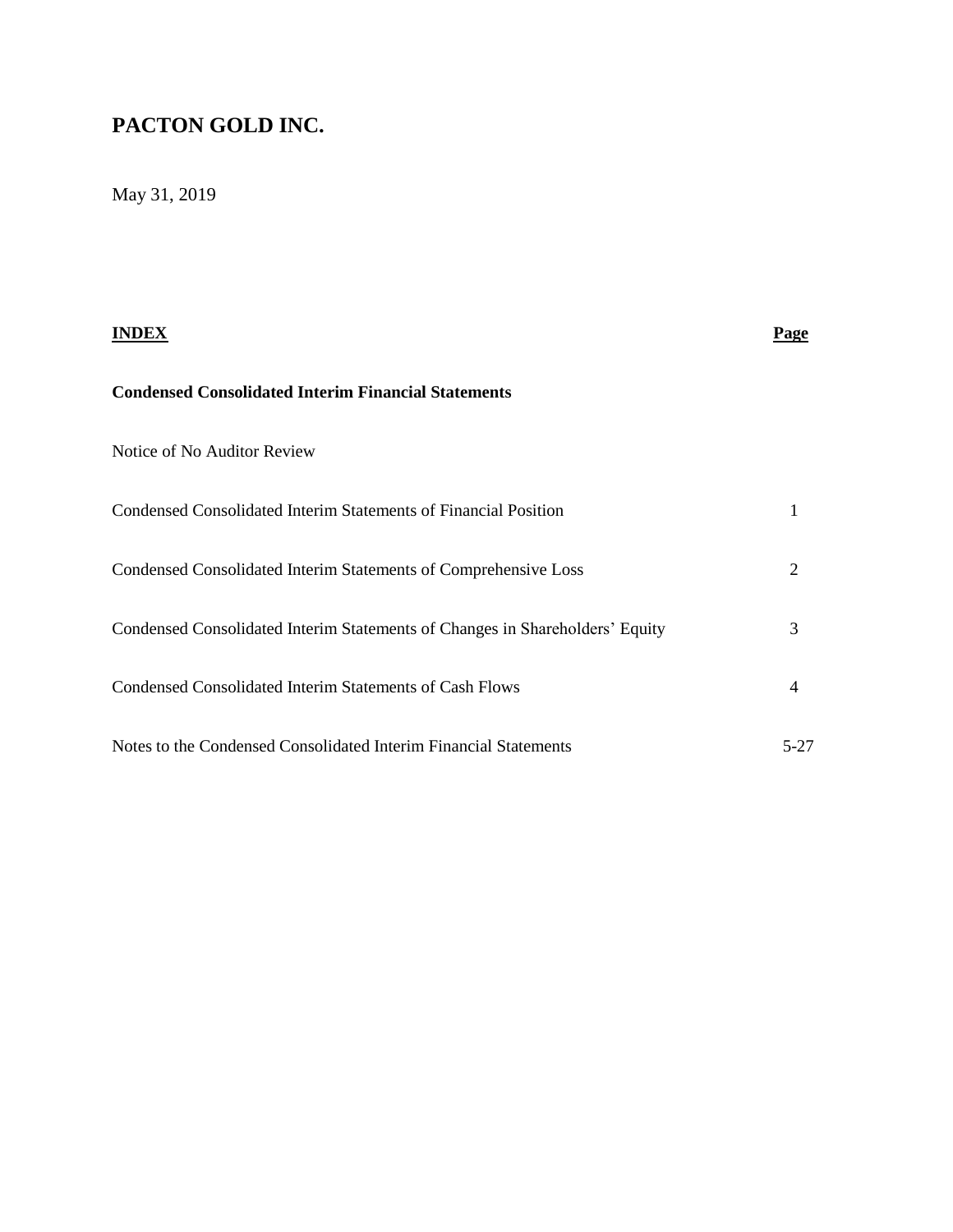# PACTON GOLD INC.

May 31, 2019

| **INDEX** | **Page** |
| --- | --- |
| **Condensed Consolidated Interim Financial Statements** | |
| Notice of No Auditor Review | |
| Condensed Consolidated Interim Statements of Financial Position | 1 |
| Condensed Consolidated Interim Statements of Comprehensive Loss | 2 |
| Condensed Consolidated Interim Statements of Changes in Shareholders' Equity | 3 |
| Condensed Consolidated Interim Statements of Cash Flows | 4 |
| Notes to the Condensed Consolidated Interim Financial Statements | 5-27 |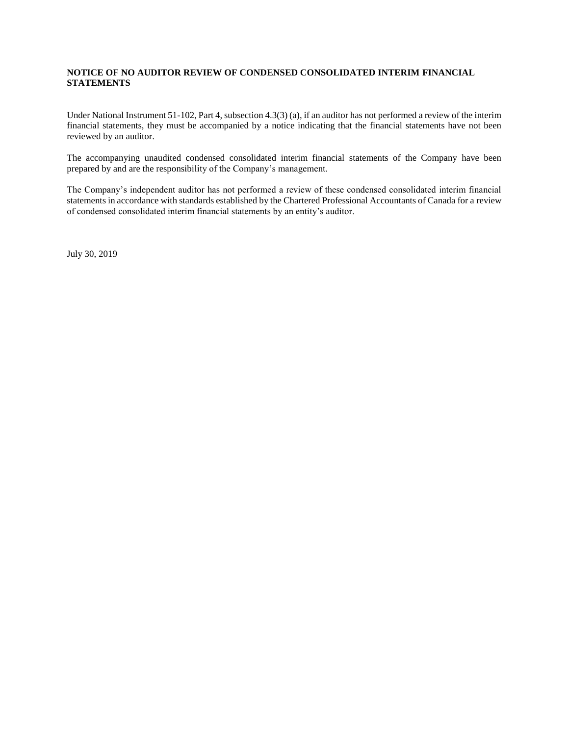**NOTICE OF NO AUDITOR REVIEW OF CONDENSED CONSOLIDATED INTERIM FINANCIAL STATEMENTS**

Under National Instrument 51-102, Part 4, subsection 4.3(3) (a), if an auditor has not performed a review of the interim financial statements, they must be accompanied by a notice indicating that the financial statements have not been reviewed by an auditor.

The accompanying unaudited condensed consolidated interim financial statements of the Company have been prepared by and are the responsibility of the Company's management.

The Company's independent auditor has not performed a review of these condensed consolidated interim financial statements in accordance with standards established by the Chartered Professional Accountants of Canada for a review of condensed consolidated interim financial statements by an entity's auditor.

July 30, 2019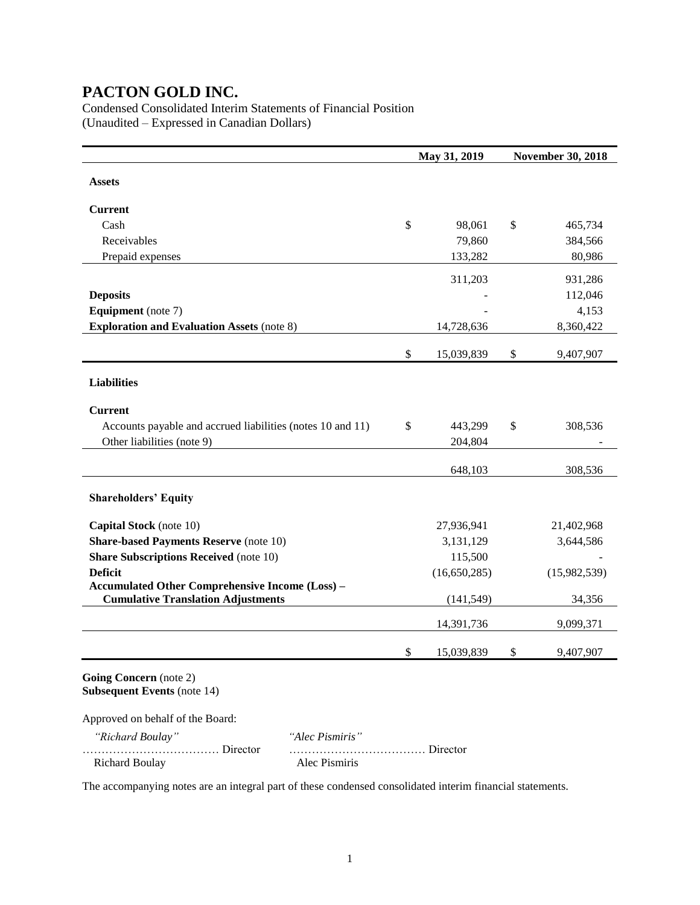# PACTON GOLD INC.

Condensed Consolidated Interim Statements of Financial Position
(Unaudited – Expressed in Canadian Dollars)

| | May 31, 2019 | November 30, 2018 |
|---|---|---|
| **Assets** | | |
| **Current** | | |
| Cash | $ 98,061 | $ 465,734 |
| Receivables | 79,860 | 384,566 |
| Prepaid expenses | 133,282 | 80,986 |
| | 311,203 | 931,286 |
| **Deposits** | - | 112,046 |
| **Equipment** (note 7) | - | 4,153 |
| **Exploration and Evaluation Assets** (note 8) | 14,728,636 | 8,360,422 |
| | $ 15,039,839 | $ 9,407,907 |
| **Liabilities** | | |
| **Current** | | |
| Accounts payable and accrued liabilities (notes 10 and 11) | $ 443,299 | $ 308,536 |
| Other liabilities (note 9) | 204,804 | - |
| | 648,103 | 308,536 |
| **Shareholders' Equity** | | |
| **Capital Stock** (note 10) | 27,936,941 | 21,402,968 |
| **Share-based Payments Reserve** (note 10) | 3,131,129 | 3,644,586 |
| **Share Subscriptions Received** (note 10) | 115,500 | - |
| **Deficit** | (16,650,285) | (15,982,539) |
| **Accumulated Other Comprehensive Income (Loss) – Cumulative Translation Adjustments** | (141,549) | 34,356 |
| | 14,391,736 | 9,099,371 |
| | $ 15,039,839 | $ 9,407,907 |

**Going Concern** (note 2)
**Subsequent Events** (note 14)

Approved on behalf of the Board:

| | |
|---|---|
| *"Richard Boulay"* | *"Alec Pismiris"* |
| ……………………………… Director | ……………………………… Director |
| Richard Boulay | Alec Pismiris |

The accompanying notes are an integral part of these condensed consolidated interim financial statements.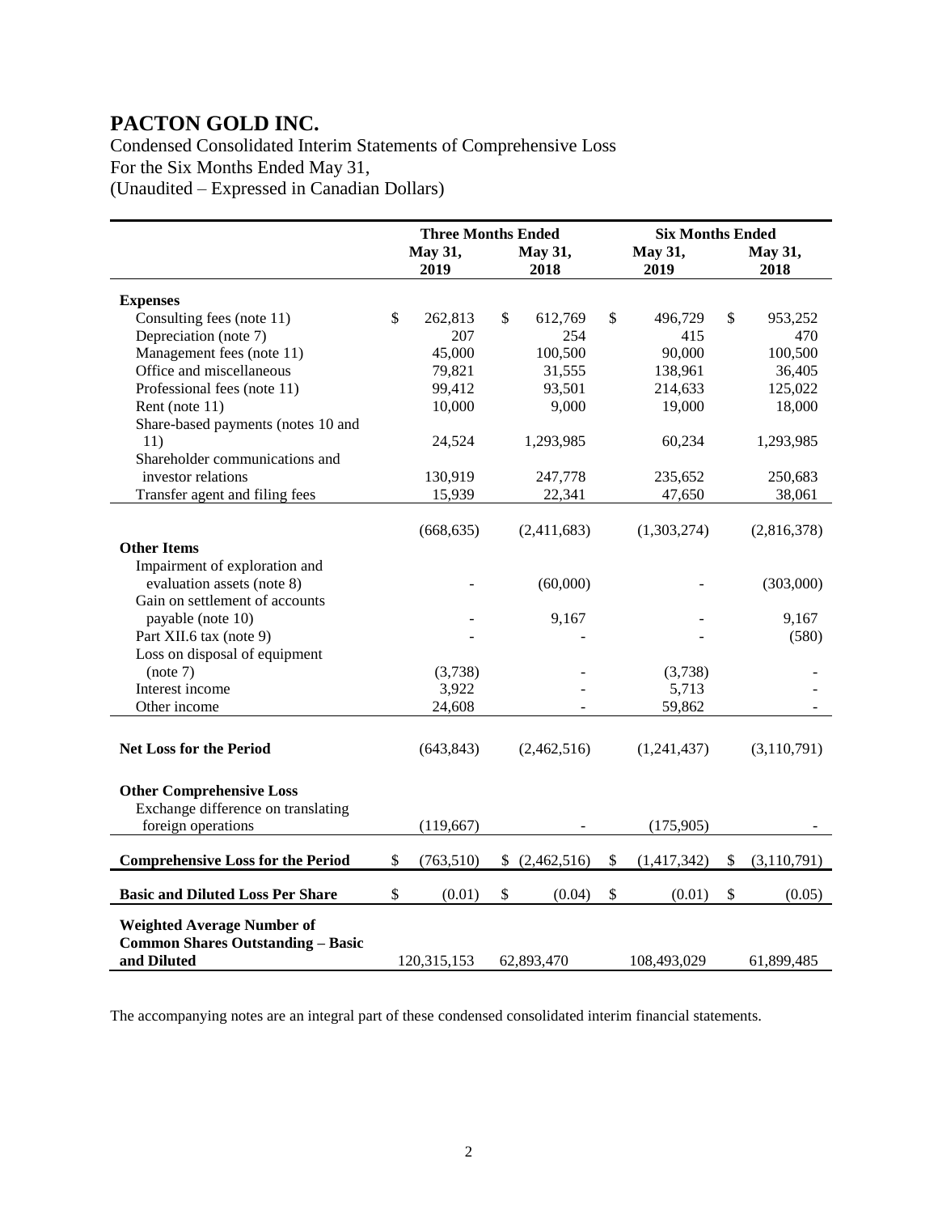# PACTON GOLD INC.

Condensed Consolidated Interim Statements of Comprehensive Loss
For the Six Months Ended May 31,
(Unaudited – Expressed in Canadian Dollars)

| | Three Months Ended | | Six Months Ended | |
|---|---|---|---|---|
| | **May 31, 2019** | **May 31, 2018** | **May 31, 2019** | **May 31, 2018** |
| **Expenses** | | | | |
| Consulting fees (note 11) | $ 262,813 | $ 612,769 | $ 496,729 | $ 953,252 |
| Depreciation (note 7) | 207 | 254 | 415 | 470 |
| Management fees (note 11) | 45,000 | 100,500 | 90,000 | 100,500 |
| Office and miscellaneous | 79,821 | 31,555 | 138,961 | 36,405 |
| Professional fees (note 11) | 99,412 | 93,501 | 214,633 | 125,022 |
| Rent (note 11) | 10,000 | 9,000 | 19,000 | 18,000 |
| Share-based payments (notes 10 and 11) | 24,524 | 1,293,985 | 60,234 | 1,293,985 |
| Shareholder communications and investor relations | 130,919 | 247,778 | 235,652 | 250,683 |
| Transfer agent and filing fees | 15,939 | 22,341 | 47,650 | 38,061 |
| | (668,635) | (2,411,683) | (1,303,274) | (2,816,378) |
| **Other Items** | | | | |
| Impairment of exploration and evaluation assets (note 8) | - | (60,000) | - | (303,000) |
| Gain on settlement of accounts payable (note 10) | - | 9,167 | - | 9,167 |
| Part XII.6 tax (note 9) | - | - | - | (580) |
| Loss on disposal of equipment (note 7) | (3,738) | - | (3,738) | - |
| Interest income | 3,922 | - | 5,713 | - |
| Other income | 24,608 | - | 59,862 | - |
| **Net Loss for the Period** | (643,843) | (2,462,516) | (1,241,437) | (3,110,791) |
| **Other Comprehensive Loss** | | | | |
| Exchange difference on translating foreign operations | (119,667) | - | (175,905) | - |
| **Comprehensive Loss for the Period** | $ (763,510) | $ (2,462,516) | $ (1,417,342) | $ (3,110,791) |
| **Basic and Diluted Loss Per Share** | $ (0.01) | $ (0.04) | $ (0.01) | $ (0.05) |
| **Weighted Average Number of Common Shares Outstanding – Basic and Diluted** | 120,315,153 | 62,893,470 | 108,493,029 | 61,899,485 |

The accompanying notes are an integral part of these condensed consolidated interim financial statements.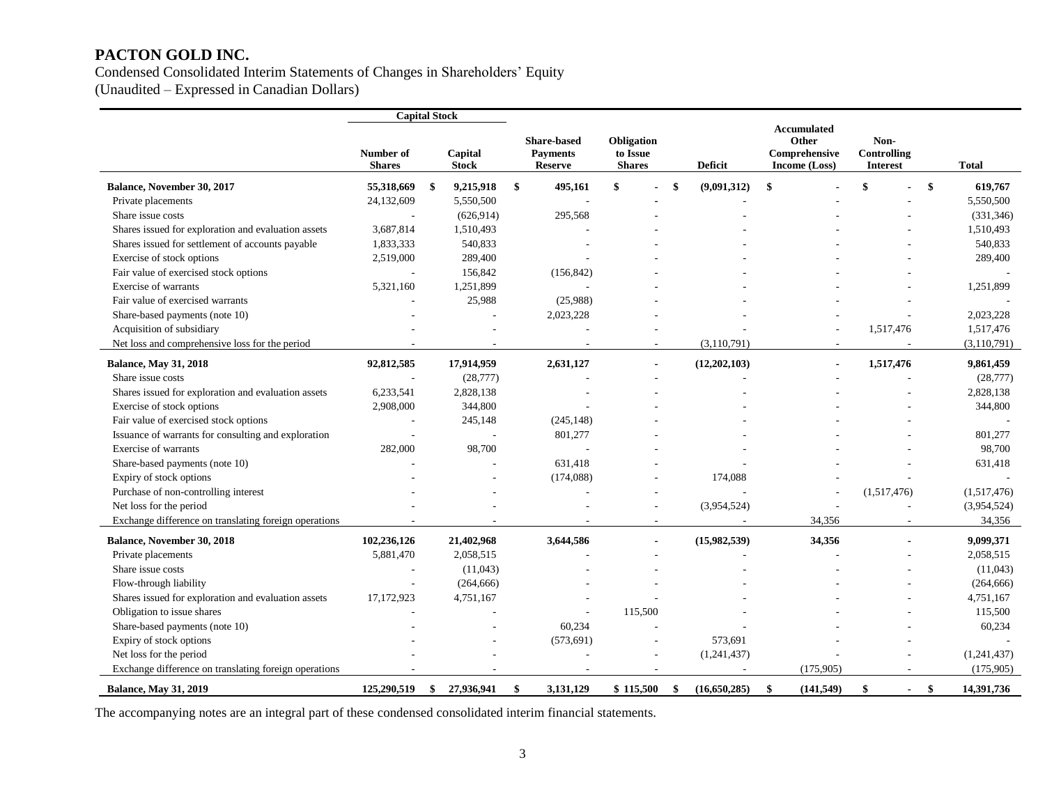# PACTON GOLD INC.

Condensed Consolidated Interim Statements of Changes in Shareholders' Equity
(Unaudited – Expressed in Canadian Dollars)

| | Capital Stock | | | | | | | |
|---|---|---|---|---|---|---|---|---|
| | Number of Shares | Capital Stock | Share-based Payments Reserve | Obligation to Issue Shares | Deficit | Accumulated Other Comprehensive Income (Loss) | Non-Controlling Interest | Total |
| **Balance, November 30, 2017** | **55,318,669** | **$ 9,215,918** | **$ 495,161** | **$ -** | **$ (9,091,312)** | **$ -** | **$ -** | **$ 619,767** |
| Private placements | 24,132,609 | 5,550,500 | - | - | - | - | - | 5,550,500 |
| Share issue costs | - | (626,914) | 295,568 | - | - | - | - | (331,346) |
| Shares issued for exploration and evaluation assets | 3,687,814 | 1,510,493 | - | - | - | - | - | 1,510,493 |
| Shares issued for settlement of accounts payable | 1,833,333 | 540,833 | - | - | - | - | - | 540,833 |
| Exercise of stock options | 2,519,000 | 289,400 | - | - | - | - | - | 289,400 |
| Fair value of exercised stock options | - | 156,842 | (156,842) | - | - | - | - | - |
| Exercise of warrants | 5,321,160 | 1,251,899 | - | - | - | - | - | 1,251,899 |
| Fair value of exercised warrants | - | 25,988 | (25,988) | - | - | - | - | - |
| Share-based payments (note 10) | - | - | 2,023,228 | - | - | - | - | 2,023,228 |
| Acquisition of subsidiary | - | - | - | - | - | - | 1,517,476 | 1,517,476 |
| Net loss and comprehensive loss for the period | - | - | - | - | (3,110,791) | - | - | (3,110,791) |
| **Balance, May 31, 2018** | **92,812,585** | **17,914,959** | **2,631,127** | **-** | **(12,202,103)** | **-** | **1,517,476** | **9,861,459** |
| Share issue costs | - | (28,777) | - | - | - | - | - | (28,777) |
| Shares issued for exploration and evaluation assets | 6,233,541 | 2,828,138 | - | - | - | - | - | 2,828,138 |
| Exercise of stock options | 2,908,000 | 344,800 | - | - | - | - | - | 344,800 |
| Fair value of exercised stock options | - | 245,148 | (245,148) | - | - | - | - | - |
| Issuance of warrants for consulting and exploration | - | - | 801,277 | - | - | - | - | 801,277 |
| Exercise of warrants | 282,000 | 98,700 | - | - | - | - | - | 98,700 |
| Share-based payments (note 10) | - | - | 631,418 | - | - | - | - | 631,418 |
| Expiry of stock options | - | - | (174,088) | - | 174,088 | - | - | - |
| Purchase of non-controlling interest | - | - | - | - | - | - | (1,517,476) | (1,517,476) |
| Net loss for the period | - | - | - | - | (3,954,524) | - | - | (3,954,524) |
| Exchange difference on translating foreign operations | - | - | - | - | - | 34,356 | - | 34,356 |
| **Balance, November 30, 2018** | **102,236,126** | **21,402,968** | **3,644,586** | **-** | **(15,982,539)** | **34,356** | **-** | **9,099,371** |
| Private placements | 5,881,470 | 2,058,515 | - | - | - | - | - | 2,058,515 |
| Share issue costs | - | (11,043) | - | - | - | - | - | (11,043) |
| Flow-through liability | - | (264,666) | - | - | - | - | - | (264,666) |
| Shares issued for exploration and evaluation assets | 17,172,923 | 4,751,167 | - | - | - | - | - | 4,751,167 |
| Obligation to issue shares | - | - | - | 115,500 | - | - | - | 115,500 |
| Share-based payments (note 10) | - | - | 60,234 | - | - | - | - | 60,234 |
| Expiry of stock options | - | - | (573,691) | - | 573,691 | - | - | - |
| Net loss for the period | - | - | - | - | (1,241,437) | - | - | (1,241,437) |
| Exchange difference on translating foreign operations | - | - | - | - | - | (175,905) | - | (175,905) |
| **Balance, May 31, 2019** | **125,290,519** | **$ 27,936,941** | **$ 3,131,129** | **$ 115,500** | **$ (16,650,285)** | **$ (141,549)** | **$ -** | **$ 14,391,736** |

The accompanying notes are an integral part of these condensed consolidated interim financial statements.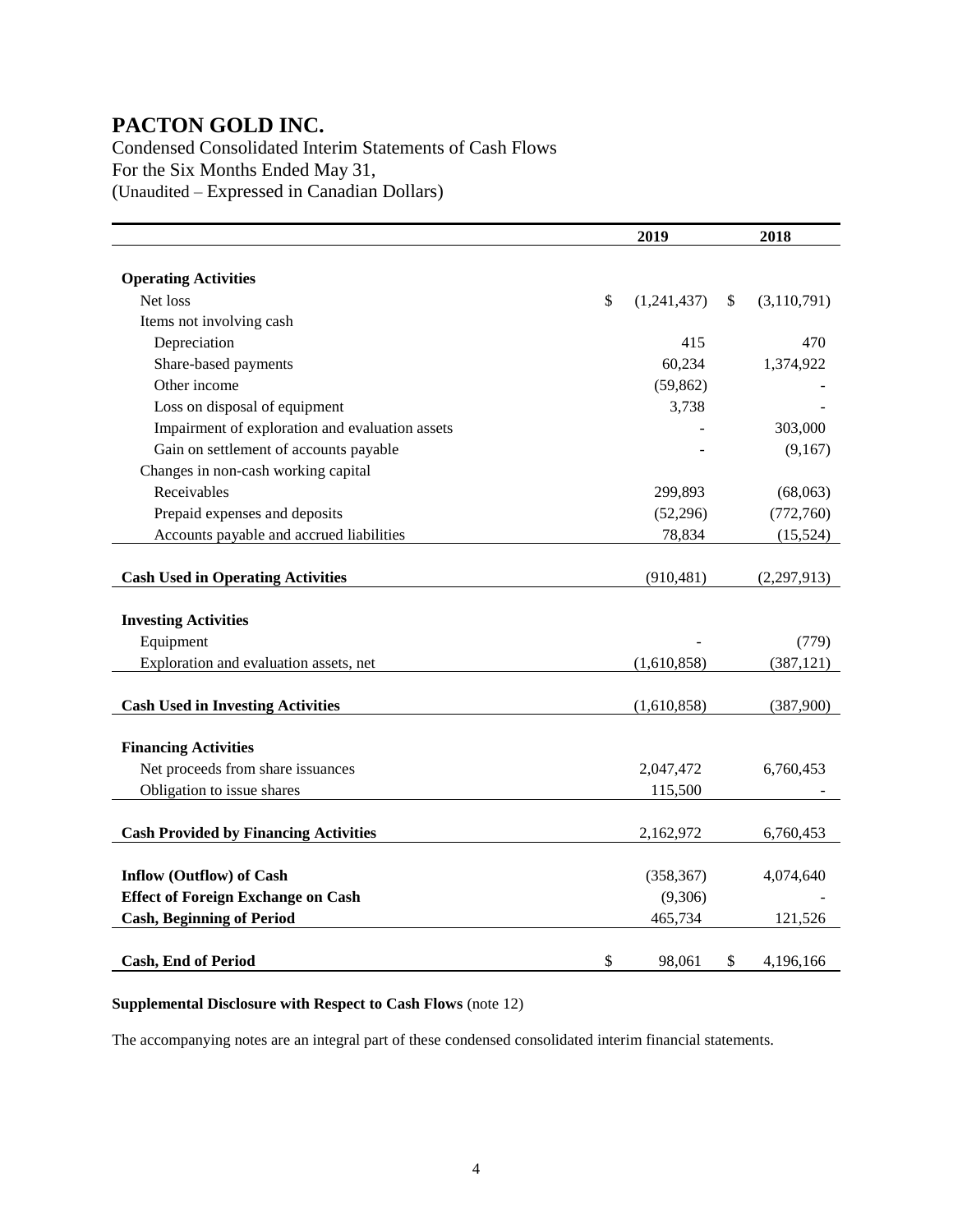# PACTON GOLD INC.

Condensed Consolidated Interim Statements of Cash Flows
For the Six Months Ended May 31,
(Unaudited – Expressed in Canadian Dollars)

| | 2019 | 2018 |
|---|---|---|
| **Operating Activities** | | |
| Net loss | $ (1,241,437) | $ (3,110,791) |
| Items not involving cash | | |
| Depreciation | 415 | 470 |
| Share-based payments | 60,234 | 1,374,922 |
| Other income | (59,862) | - |
| Loss on disposal of equipment | 3,738 | - |
| Impairment of exploration and evaluation assets | - | 303,000 |
| Gain on settlement of accounts payable | - | (9,167) |
| Changes in non-cash working capital | | |
| Receivables | 299,893 | (68,063) |
| Prepaid expenses and deposits | (52,296) | (772,760) |
| Accounts payable and accrued liabilities | 78,834 | (15,524) |
| **Cash Used in Operating Activities** | (910,481) | (2,297,913) |
| **Investing Activities** | | |
| Equipment | - | (779) |
| Exploration and evaluation assets, net | (1,610,858) | (387,121) |
| **Cash Used in Investing Activities** | (1,610,858) | (387,900) |
| **Financing Activities** | | |
| Net proceeds from share issuances | 2,047,472 | 6,760,453 |
| Obligation to issue shares | 115,500 | - |
| **Cash Provided by Financing Activities** | 2,162,972 | 6,760,453 |
| **Inflow (Outflow) of Cash** | (358,367) | 4,074,640 |
| **Effect of Foreign Exchange on Cash** | (9,306) | - |
| **Cash, Beginning of Period** | 465,734 | 121,526 |
| **Cash, End of Period** | $ 98,061 | $ 4,196,166 |

**Supplemental Disclosure with Respect to Cash Flows** (note 12)

The accompanying notes are an integral part of these condensed consolidated interim financial statements.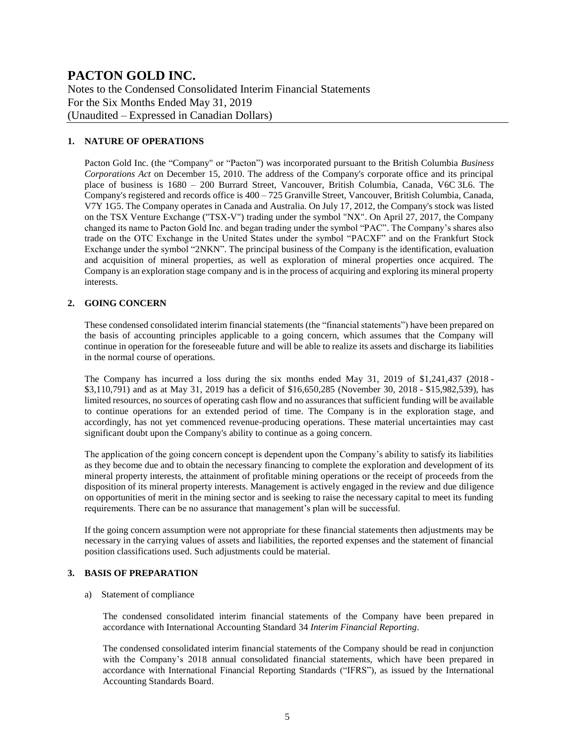# PACTON GOLD INC.

Notes to the Condensed Consolidated Interim Financial Statements
For the Six Months Ended May 31, 2019
(Unaudited – Expressed in Canadian Dollars)

## 1. NATURE OF OPERATIONS

Pacton Gold Inc. (the "Company" or "Pacton") was incorporated pursuant to the British Columbia *Business Corporations Act* on December 15, 2010. The address of the Company's corporate office and its principal place of business is 1680 – 200 Burrard Street, Vancouver, British Columbia, Canada, V6C 3L6. The Company's registered and records office is 400 – 725 Granville Street, Vancouver, British Columbia, Canada, V7Y 1G5. The Company operates in Canada and Australia. On July 17, 2012, the Company's stock was listed on the TSX Venture Exchange ("TSX-V") trading under the symbol "NX". On April 27, 2017, the Company changed its name to Pacton Gold Inc. and began trading under the symbol "PAC". The Company's shares also trade on the OTC Exchange in the United States under the symbol "PACXF" and on the Frankfurt Stock Exchange under the symbol "2NKN". The principal business of the Company is the identification, evaluation and acquisition of mineral properties, as well as exploration of mineral properties once acquired. The Company is an exploration stage company and is in the process of acquiring and exploring its mineral property interests.

## 2. GOING CONCERN

These condensed consolidated interim financial statements (the "financial statements") have been prepared on the basis of accounting principles applicable to a going concern, which assumes that the Company will continue in operation for the foreseeable future and will be able to realize its assets and discharge its liabilities in the normal course of operations.

The Company has incurred a loss during the six months ended May 31, 2019 of $1,241,437 (2018 - $3,110,791) and as at May 31, 2019 has a deficit of $16,650,285 (November 30, 2018 - $15,982,539), has limited resources, no sources of operating cash flow and no assurances that sufficient funding will be available to continue operations for an extended period of time. The Company is in the exploration stage, and accordingly, has not yet commenced revenue-producing operations. These material uncertainties may cast significant doubt upon the Company's ability to continue as a going concern.

The application of the going concern concept is dependent upon the Company's ability to satisfy its liabilities as they become due and to obtain the necessary financing to complete the exploration and development of its mineral property interests, the attainment of profitable mining operations or the receipt of proceeds from the disposition of its mineral property interests. Management is actively engaged in the review and due diligence on opportunities of merit in the mining sector and is seeking to raise the necessary capital to meet its funding requirements. There can be no assurance that management's plan will be successful.

If the going concern assumption were not appropriate for these financial statements then adjustments may be necessary in the carrying values of assets and liabilities, the reported expenses and the statement of financial position classifications used. Such adjustments could be material.

## 3. BASIS OF PREPARATION

a) Statement of compliance

The condensed consolidated interim financial statements of the Company have been prepared in accordance with International Accounting Standard 34 *Interim Financial Reporting*.

The condensed consolidated interim financial statements of the Company should be read in conjunction with the Company's 2018 annual consolidated financial statements, which have been prepared in accordance with International Financial Reporting Standards ("IFRS"), as issued by the International Accounting Standards Board.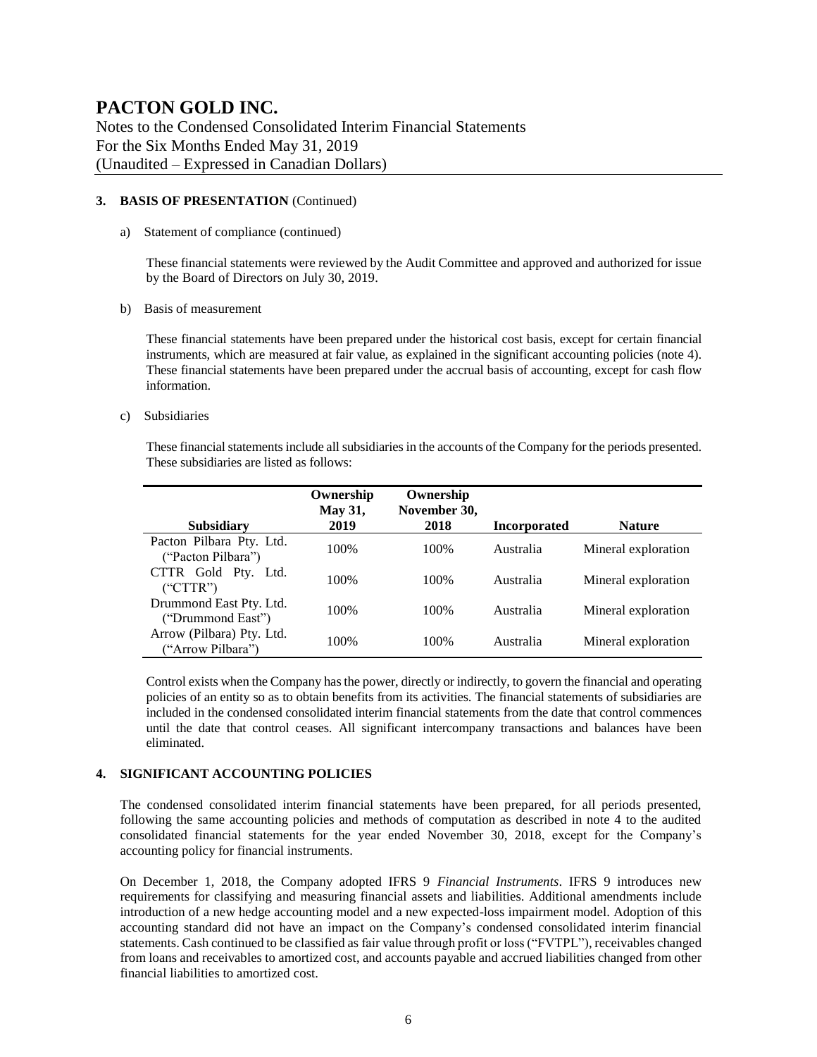### 3. BASIS OF PRESENTATION (Continued)

a) Statement of compliance (continued)

These financial statements were reviewed by the Audit Committee and approved and authorized for issue by the Board of Directors on July 30, 2019.

b) Basis of measurement

These financial statements have been prepared under the historical cost basis, except for certain financial instruments, which are measured at fair value, as explained in the significant accounting policies (note 4). These financial statements have been prepared under the accrual basis of accounting, except for cash flow information.

c) Subsidiaries

These financial statements include all subsidiaries in the accounts of the Company for the periods presented. These subsidiaries are listed as follows:

| Subsidiary | Ownership May 31, 2019 | Ownership November 30, 2018 | Incorporated | Nature |
|---|---|---|---|---|
| Pacton Pilbara Pty. Ltd. ("Pacton Pilbara") | 100% | 100% | Australia | Mineral exploration |
| CTTR Gold Pty. Ltd. ("CTTR") | 100% | 100% | Australia | Mineral exploration |
| Drummond East Pty. Ltd. ("Drummond East") | 100% | 100% | Australia | Mineral exploration |
| Arrow (Pilbara) Pty. Ltd. ("Arrow Pilbara") | 100% | 100% | Australia | Mineral exploration |

Control exists when the Company has the power, directly or indirectly, to govern the financial and operating policies of an entity so as to obtain benefits from its activities. The financial statements of subsidiaries are included in the condensed consolidated interim financial statements from the date that control commences until the date that control ceases. All significant intercompany transactions and balances have been eliminated.

### 4. SIGNIFICANT ACCOUNTING POLICIES

The condensed consolidated interim financial statements have been prepared, for all periods presented, following the same accounting policies and methods of computation as described in note 4 to the audited consolidated financial statements for the year ended November 30, 2018, except for the Company's accounting policy for financial instruments.

On December 1, 2018, the Company adopted IFRS 9 *Financial Instruments*. IFRS 9 introduces new requirements for classifying and measuring financial assets and liabilities. Additional amendments include introduction of a new hedge accounting model and a new expected-loss impairment model. Adoption of this accounting standard did not have an impact on the Company's condensed consolidated interim financial statements. Cash continued to be classified as fair value through profit or loss ("FVTPL"), receivables changed from loans and receivables to amortized cost, and accounts payable and accrued liabilities changed from other financial liabilities to amortized cost.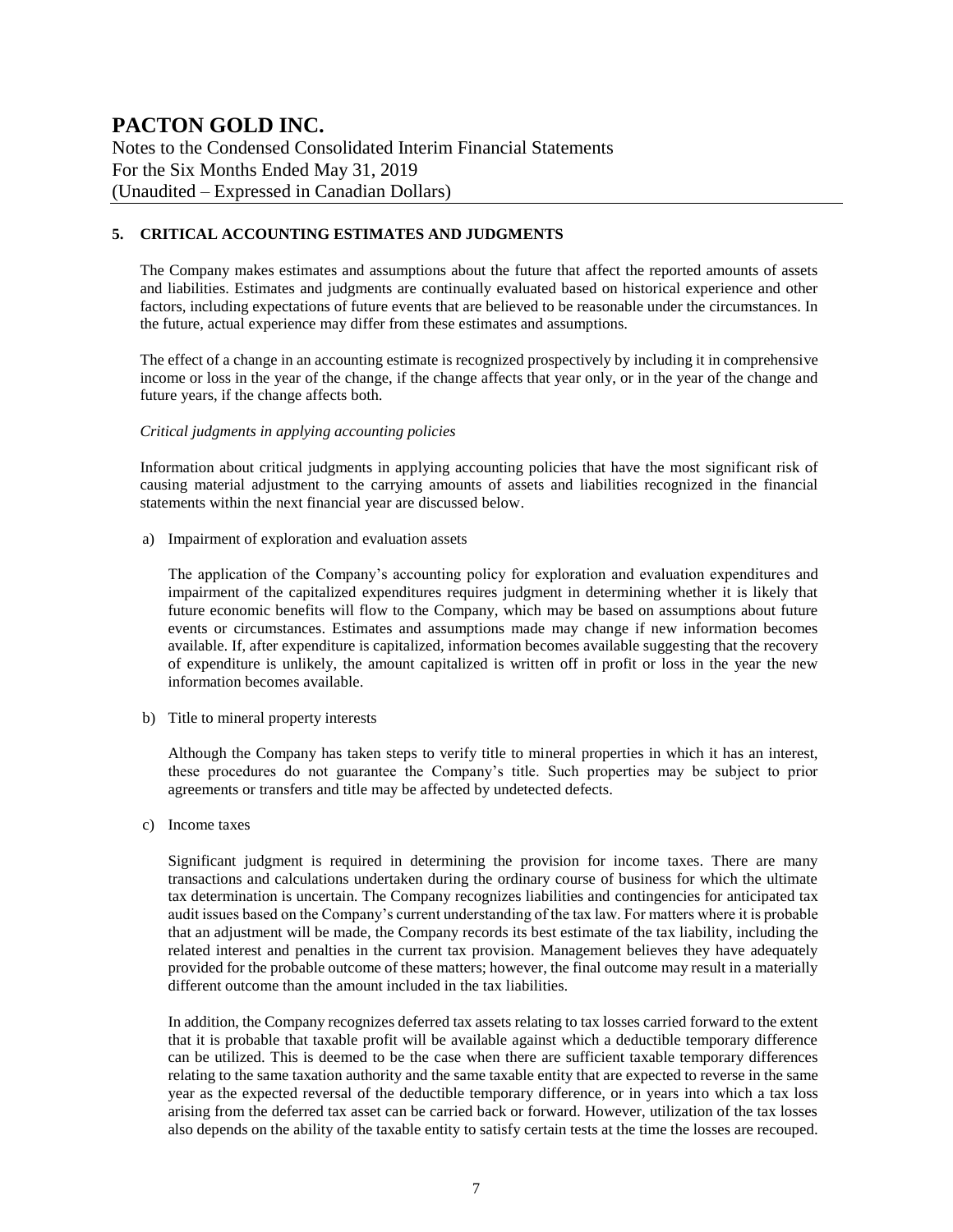## 5. CRITICAL ACCOUNTING ESTIMATES AND JUDGMENTS

The Company makes estimates and assumptions about the future that affect the reported amounts of assets and liabilities. Estimates and judgments are continually evaluated based on historical experience and other factors, including expectations of future events that are believed to be reasonable under the circumstances. In the future, actual experience may differ from these estimates and assumptions.

The effect of a change in an accounting estimate is recognized prospectively by including it in comprehensive income or loss in the year of the change, if the change affects that year only, or in the year of the change and future years, if the change affects both.

*Critical judgments in applying accounting policies*

Information about critical judgments in applying accounting policies that have the most significant risk of causing material adjustment to the carrying amounts of assets and liabilities recognized in the financial statements within the next financial year are discussed below.

a) Impairment of exploration and evaluation assets

   The application of the Company's accounting policy for exploration and evaluation expenditures and impairment of the capitalized expenditures requires judgment in determining whether it is likely that future economic benefits will flow to the Company, which may be based on assumptions about future events or circumstances. Estimates and assumptions made may change if new information becomes available. If, after expenditure is capitalized, information becomes available suggesting that the recovery of expenditure is unlikely, the amount capitalized is written off in profit or loss in the year the new information becomes available.

b) Title to mineral property interests

   Although the Company has taken steps to verify title to mineral properties in which it has an interest, these procedures do not guarantee the Company's title. Such properties may be subject to prior agreements or transfers and title may be affected by undetected defects.

c) Income taxes

   Significant judgment is required in determining the provision for income taxes. There are many transactions and calculations undertaken during the ordinary course of business for which the ultimate tax determination is uncertain. The Company recognizes liabilities and contingencies for anticipated tax audit issues based on the Company's current understanding of the tax law. For matters where it is probable that an adjustment will be made, the Company records its best estimate of the tax liability, including the related interest and penalties in the current tax provision. Management believes they have adequately provided for the probable outcome of these matters; however, the final outcome may result in a materially different outcome than the amount included in the tax liabilities.

   In addition, the Company recognizes deferred tax assets relating to tax losses carried forward to the extent that it is probable that taxable profit will be available against which a deductible temporary difference can be utilized. This is deemed to be the case when there are sufficient taxable temporary differences relating to the same taxation authority and the same taxable entity that are expected to reverse in the same year as the expected reversal of the deductible temporary difference, or in years into which a tax loss arising from the deferred tax asset can be carried back or forward. However, utilization of the tax losses also depends on the ability of the taxable entity to satisfy certain tests at the time the losses are recouped.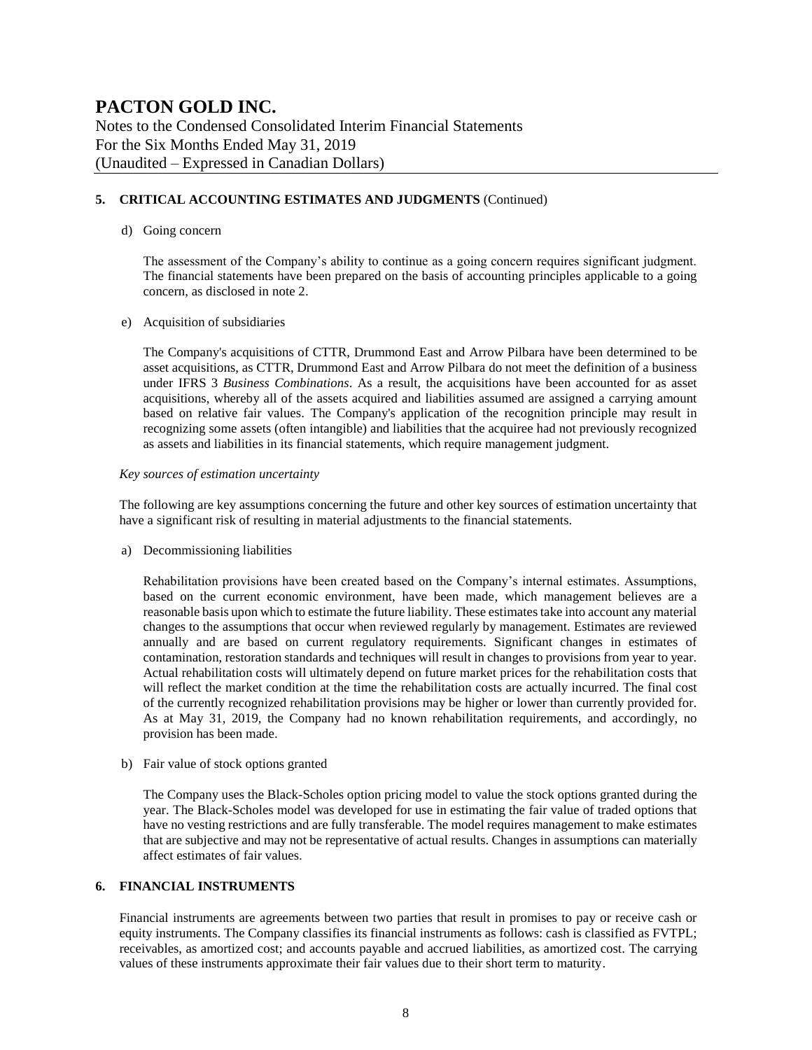## 5. CRITICAL ACCOUNTING ESTIMATES AND JUDGMENTS (Continued)

d) Going concern

The assessment of the Company's ability to continue as a going concern requires significant judgment. The financial statements have been prepared on the basis of accounting principles applicable to a going concern, as disclosed in note 2.

e) Acquisition of subsidiaries

The Company's acquisitions of CTTR, Drummond East and Arrow Pilbara have been determined to be asset acquisitions, as CTTR, Drummond East and Arrow Pilbara do not meet the definition of a business under IFRS 3 *Business Combinations*. As a result, the acquisitions have been accounted for as asset acquisitions, whereby all of the assets acquired and liabilities assumed are assigned a carrying amount based on relative fair values. The Company's application of the recognition principle may result in recognizing some assets (often intangible) and liabilities that the acquiree had not previously recognized as assets and liabilities in its financial statements, which require management judgment.

*Key sources of estimation uncertainty*

The following are key assumptions concerning the future and other key sources of estimation uncertainty that have a significant risk of resulting in material adjustments to the financial statements.

a) Decommissioning liabilities

Rehabilitation provisions have been created based on the Company's internal estimates. Assumptions, based on the current economic environment, have been made, which management believes are a reasonable basis upon which to estimate the future liability. These estimates take into account any material changes to the assumptions that occur when reviewed regularly by management. Estimates are reviewed annually and are based on current regulatory requirements. Significant changes in estimates of contamination, restoration standards and techniques will result in changes to provisions from year to year. Actual rehabilitation costs will ultimately depend on future market prices for the rehabilitation costs that will reflect the market condition at the time the rehabilitation costs are actually incurred. The final cost of the currently recognized rehabilitation provisions may be higher or lower than currently provided for. As at May 31, 2019, the Company had no known rehabilitation requirements, and accordingly, no provision has been made.

b) Fair value of stock options granted

The Company uses the Black-Scholes option pricing model to value the stock options granted during the year. The Black-Scholes model was developed for use in estimating the fair value of traded options that have no vesting restrictions and are fully transferable. The model requires management to make estimates that are subjective and may not be representative of actual results. Changes in assumptions can materially affect estimates of fair values.

## 6. FINANCIAL INSTRUMENTS

Financial instruments are agreements between two parties that result in promises to pay or receive cash or equity instruments. The Company classifies its financial instruments as follows: cash is classified as FVTPL; receivables, as amortized cost; and accounts payable and accrued liabilities, as amortized cost. The carrying values of these instruments approximate their fair values due to their short term to maturity.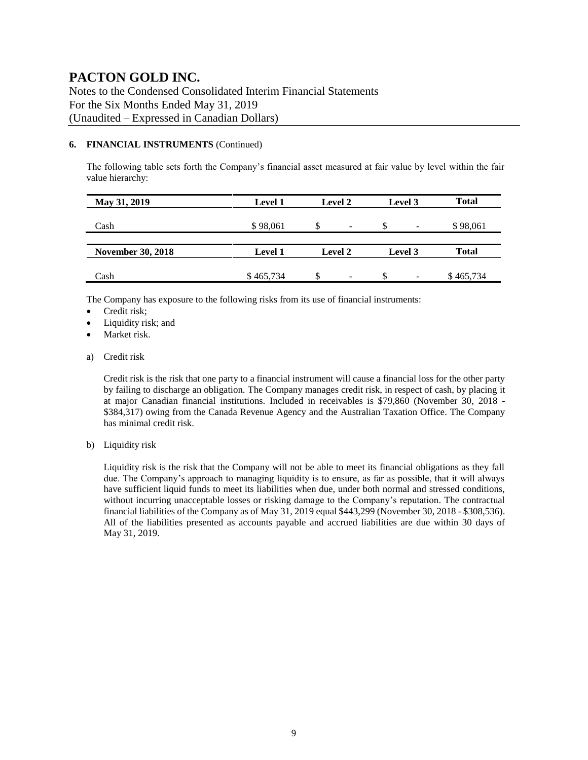**6. FINANCIAL INSTRUMENTS** (Continued)

The following table sets forth the Company's financial asset measured at fair value by level within the fair value hierarchy:

| May 31, 2019 | Level 1 | Level 2 | Level 3 | Total |
|---|---|---|---|---|
| Cash | $ 98,061 | $ - | $ - | $ 98,061 |

| November 30, 2018 | Level 1 | Level 2 | Level 3 | Total |
|---|---|---|---|---|
| Cash | $ 465,734 | $ - | $ - | $ 465,734 |

The Company has exposure to the following risks from its use of financial instruments:

- Credit risk;
- Liquidity risk; and
- Market risk.

a) Credit risk

Credit risk is the risk that one party to a financial instrument will cause a financial loss for the other party by failing to discharge an obligation. The Company manages credit risk, in respect of cash, by placing it at major Canadian financial institutions. Included in receivables is $79,860 (November 30, 2018 - $384,317) owing from the Canada Revenue Agency and the Australian Taxation Office. The Company has minimal credit risk.

b) Liquidity risk

Liquidity risk is the risk that the Company will not be able to meet its financial obligations as they fall due. The Company's approach to managing liquidity is to ensure, as far as possible, that it will always have sufficient liquid funds to meet its liabilities when due, under both normal and stressed conditions, without incurring unacceptable losses or risking damage to the Company's reputation. The contractual financial liabilities of the Company as of May 31, 2019 equal $443,299 (November 30, 2018 - $308,536). All of the liabilities presented as accounts payable and accrued liabilities are due within 30 days of May 31, 2019.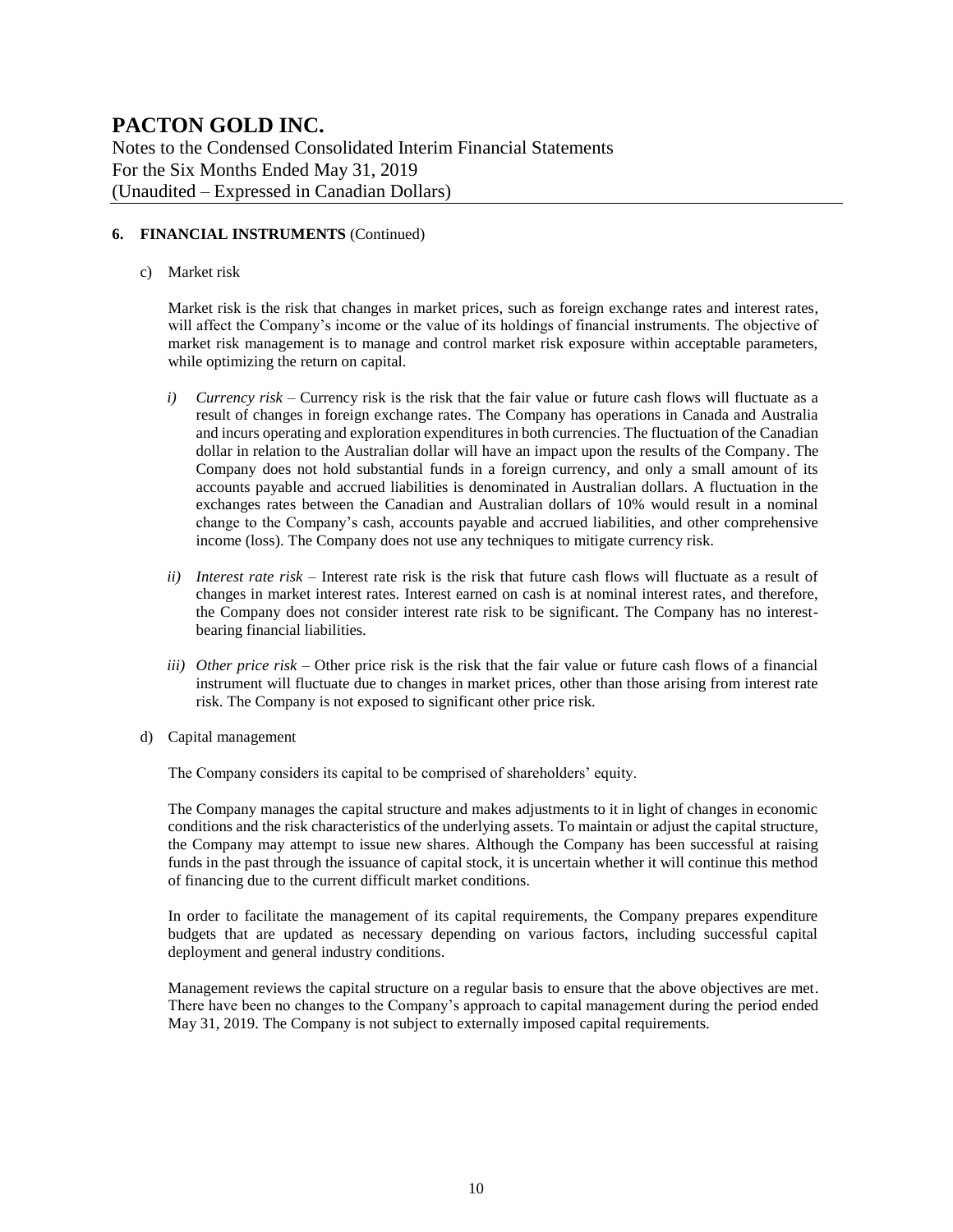## 6. FINANCIAL INSTRUMENTS (Continued)

c) Market risk

Market risk is the risk that changes in market prices, such as foreign exchange rates and interest rates, will affect the Company's income or the value of its holdings of financial instruments. The objective of market risk management is to manage and control market risk exposure within acceptable parameters, while optimizing the return on capital.

i) *Currency risk* – Currency risk is the risk that the fair value or future cash flows will fluctuate as a result of changes in foreign exchange rates. The Company has operations in Canada and Australia and incurs operating and exploration expenditures in both currencies. The fluctuation of the Canadian dollar in relation to the Australian dollar will have an impact upon the results of the Company. The Company does not hold substantial funds in a foreign currency, and only a small amount of its accounts payable and accrued liabilities is denominated in Australian dollars. A fluctuation in the exchanges rates between the Canadian and Australian dollars of 10% would result in a nominal change to the Company's cash, accounts payable and accrued liabilities, and other comprehensive income (loss). The Company does not use any techniques to mitigate currency risk.

ii) *Interest rate risk* – Interest rate risk is the risk that future cash flows will fluctuate as a result of changes in market interest rates. Interest earned on cash is at nominal interest rates, and therefore, the Company does not consider interest rate risk to be significant. The Company has no interest-bearing financial liabilities.

iii) *Other price risk* – Other price risk is the risk that the fair value or future cash flows of a financial instrument will fluctuate due to changes in market prices, other than those arising from interest rate risk. The Company is not exposed to significant other price risk.

d) Capital management

The Company considers its capital to be comprised of shareholders' equity.

The Company manages the capital structure and makes adjustments to it in light of changes in economic conditions and the risk characteristics of the underlying assets. To maintain or adjust the capital structure, the Company may attempt to issue new shares. Although the Company has been successful at raising funds in the past through the issuance of capital stock, it is uncertain whether it will continue this method of financing due to the current difficult market conditions.

In order to facilitate the management of its capital requirements, the Company prepares expenditure budgets that are updated as necessary depending on various factors, including successful capital deployment and general industry conditions.

Management reviews the capital structure on a regular basis to ensure that the above objectives are met. There have been no changes to the Company's approach to capital management during the period ended May 31, 2019. The Company is not subject to externally imposed capital requirements.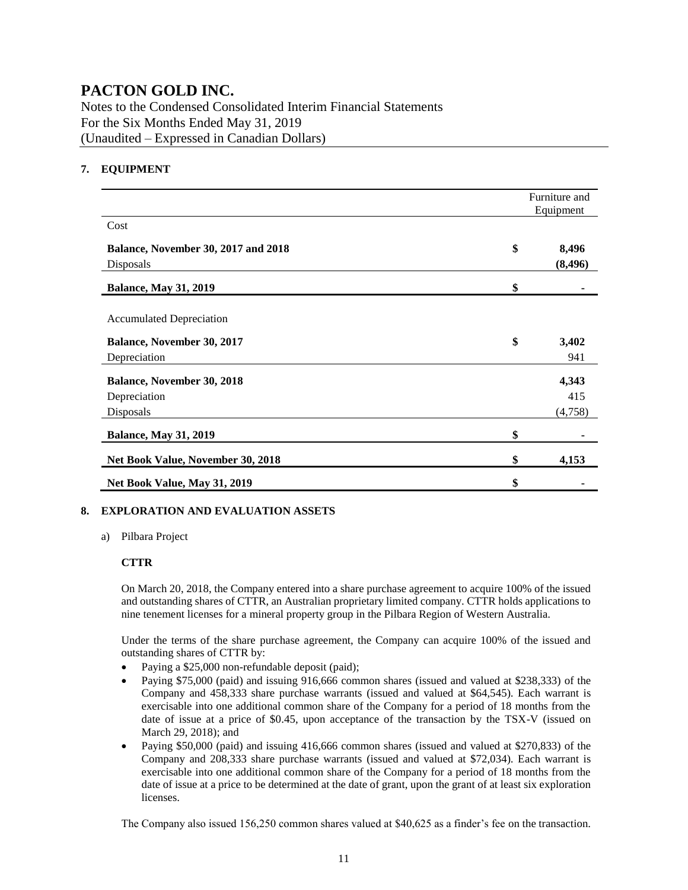# PACTON GOLD INC.

Notes to the Condensed Consolidated Interim Financial Statements
For the Six Months Ended May 31, 2019
(Unaudited – Expressed in Canadian Dollars)

## 7. EQUIPMENT

| | | Furniture and Equipment |
|---|---|---|
| Cost | | |
| **Balance, November 30, 2017 and 2018** | **$** | **8,496** |
| Disposals | | **(8,496)** |
| **Balance, May 31, 2019** | **$** | **-** |
| Accumulated Depreciation | | |
| **Balance, November 30, 2017** | **$** | **3,402** |
| Depreciation | | 941 |
| **Balance, November 30, 2018** | | **4,343** |
| Depreciation | | 415 |
| Disposals | | (4,758) |
| **Balance, May 31, 2019** | **$** | **-** |
| **Net Book Value, November 30, 2018** | **$** | **4,153** |
| **Net Book Value, May 31, 2019** | **$** | **-** |

## 8. EXPLORATION AND EVALUATION ASSETS

a) Pilbara Project

**CTTR**

On March 20, 2018, the Company entered into a share purchase agreement to acquire 100% of the issued and outstanding shares of CTTR, an Australian proprietary limited company. CTTR holds applications to nine tenement licenses for a mineral property group in the Pilbara Region of Western Australia.

Under the terms of the share purchase agreement, the Company can acquire 100% of the issued and outstanding shares of CTTR by:

- Paying a $25,000 non-refundable deposit (paid);
- Paying $75,000 (paid) and issuing 916,666 common shares (issued and valued at $238,333) of the Company and 458,333 share purchase warrants (issued and valued at $64,545). Each warrant is exercisable into one additional common share of the Company for a period of 18 months from the date of issue at a price of $0.45, upon acceptance of the transaction by the TSX-V (issued on March 29, 2018); and
- Paying $50,000 (paid) and issuing 416,666 common shares (issued and valued at $270,833) of the Company and 208,333 share purchase warrants (issued and valued at $72,034). Each warrant is exercisable into one additional common share of the Company for a period of 18 months from the date of issue at a price to be determined at the date of grant, upon the grant of at least six exploration licenses.

The Company also issued 156,250 common shares valued at $40,625 as a finder's fee on the transaction.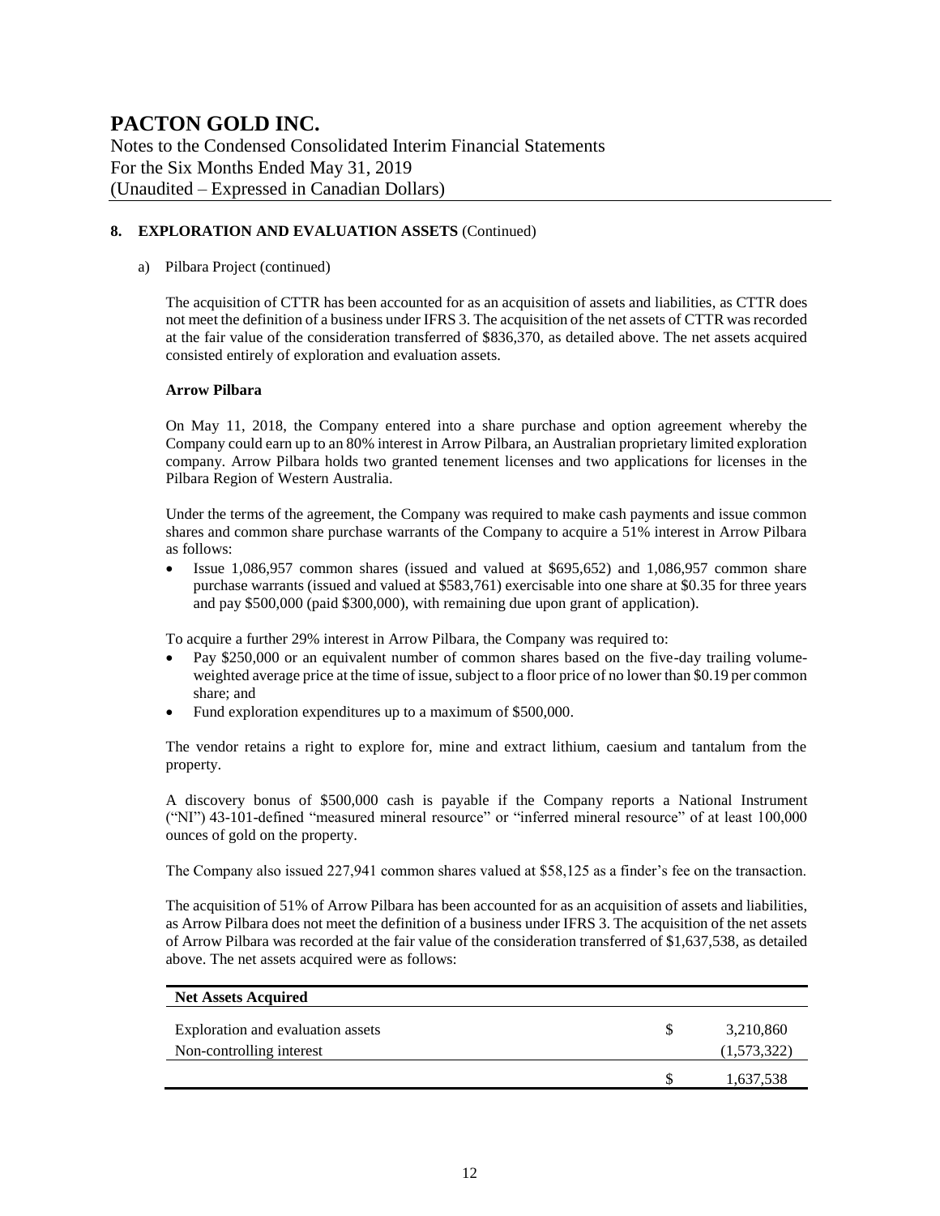# PACTON GOLD INC.

Notes to the Condensed Consolidated Interim Financial Statements
For the Six Months Ended May 31, 2019
(Unaudited – Expressed in Canadian Dollars)

**8. EXPLORATION AND EVALUATION ASSETS** (Continued)

a) Pilbara Project (continued)

The acquisition of CTTR has been accounted for as an acquisition of assets and liabilities, as CTTR does not meet the definition of a business under IFRS 3. The acquisition of the net assets of CTTR was recorded at the fair value of the consideration transferred of $836,370, as detailed above. The net assets acquired consisted entirely of exploration and evaluation assets.

**Arrow Pilbara**

On May 11, 2018, the Company entered into a share purchase and option agreement whereby the Company could earn up to an 80% interest in Arrow Pilbara, an Australian proprietary limited exploration company. Arrow Pilbara holds two granted tenement licenses and two applications for licenses in the Pilbara Region of Western Australia.

Under the terms of the agreement, the Company was required to make cash payments and issue common shares and common share purchase warrants of the Company to acquire a 51% interest in Arrow Pilbara as follows:

- Issue 1,086,957 common shares (issued and valued at $695,652) and 1,086,957 common share purchase warrants (issued and valued at $583,761) exercisable into one share at $0.35 for three years and pay $500,000 (paid $300,000), with remaining due upon grant of application).

To acquire a further 29% interest in Arrow Pilbara, the Company was required to:

- Pay $250,000 or an equivalent number of common shares based on the five-day trailing volume-weighted average price at the time of issue, subject to a floor price of no lower than $0.19 per common share; and
- Fund exploration expenditures up to a maximum of $500,000.

The vendor retains a right to explore for, mine and extract lithium, caesium and tantalum from the property.

A discovery bonus of $500,000 cash is payable if the Company reports a National Instrument ("NI") 43-101-defined "measured mineral resource" or "inferred mineral resource" of at least 100,000 ounces of gold on the property.

The Company also issued 227,941 common shares valued at $58,125 as a finder's fee on the transaction.

The acquisition of 51% of Arrow Pilbara has been accounted for as an acquisition of assets and liabilities, as Arrow Pilbara does not meet the definition of a business under IFRS 3. The acquisition of the net assets of Arrow Pilbara was recorded at the fair value of the consideration transferred of $1,637,538, as detailed above. The net assets acquired were as follows:

| **Net Assets Acquired** | | |
|---|---|---|
| Exploration and evaluation assets | $ | 3,210,860 |
| Non-controlling interest | | (1,573,322) |
| | $ | 1,637,538 |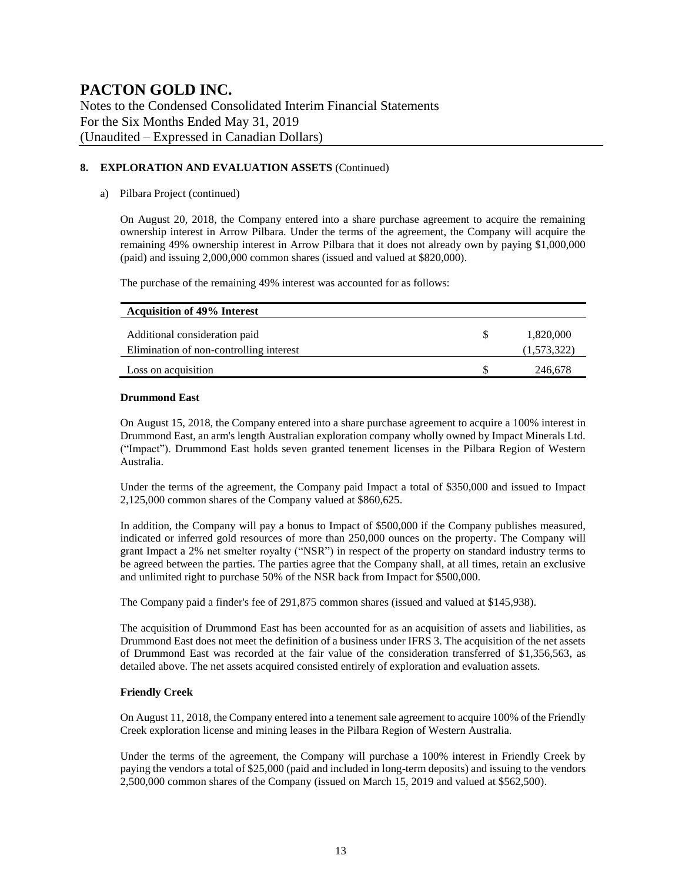## 8. EXPLORATION AND EVALUATION ASSETS (Continued)

a) Pilbara Project (continued)

On August 20, 2018, the Company entered into a share purchase agreement to acquire the remaining ownership interest in Arrow Pilbara. Under the terms of the agreement, the Company will acquire the remaining 49% ownership interest in Arrow Pilbara that it does not already own by paying $1,000,000 (paid) and issuing 2,000,000 common shares (issued and valued at $820,000).

The purchase of the remaining 49% interest was accounted for as follows:

| Acquisition of 49% Interest | | |
|---|---|---|
| Additional consideration paid | $ | 1,820,000 |
| Elimination of non-controlling interest | | (1,573,322) |
| Loss on acquisition | $ | 246,678 |

**Drummond East**

On August 15, 2018, the Company entered into a share purchase agreement to acquire a 100% interest in Drummond East, an arm's length Australian exploration company wholly owned by Impact Minerals Ltd. ("Impact"). Drummond East holds seven granted tenement licenses in the Pilbara Region of Western Australia.

Under the terms of the agreement, the Company paid Impact a total of $350,000 and issued to Impact 2,125,000 common shares of the Company valued at $860,625.

In addition, the Company will pay a bonus to Impact of $500,000 if the Company publishes measured, indicated or inferred gold resources of more than 250,000 ounces on the property. The Company will grant Impact a 2% net smelter royalty ("NSR") in respect of the property on standard industry terms to be agreed between the parties. The parties agree that the Company shall, at all times, retain an exclusive and unlimited right to purchase 50% of the NSR back from Impact for $500,000.

The Company paid a finder's fee of 291,875 common shares (issued and valued at $145,938).

The acquisition of Drummond East has been accounted for as an acquisition of assets and liabilities, as Drummond East does not meet the definition of a business under IFRS 3. The acquisition of the net assets of Drummond East was recorded at the fair value of the consideration transferred of $1,356,563, as detailed above. The net assets acquired consisted entirely of exploration and evaluation assets.

**Friendly Creek**

On August 11, 2018, the Company entered into a tenement sale agreement to acquire 100% of the Friendly Creek exploration license and mining leases in the Pilbara Region of Western Australia.

Under the terms of the agreement, the Company will purchase a 100% interest in Friendly Creek by paying the vendors a total of $25,000 (paid and included in long-term deposits) and issuing to the vendors 2,500,000 common shares of the Company (issued on March 15, 2019 and valued at $562,500).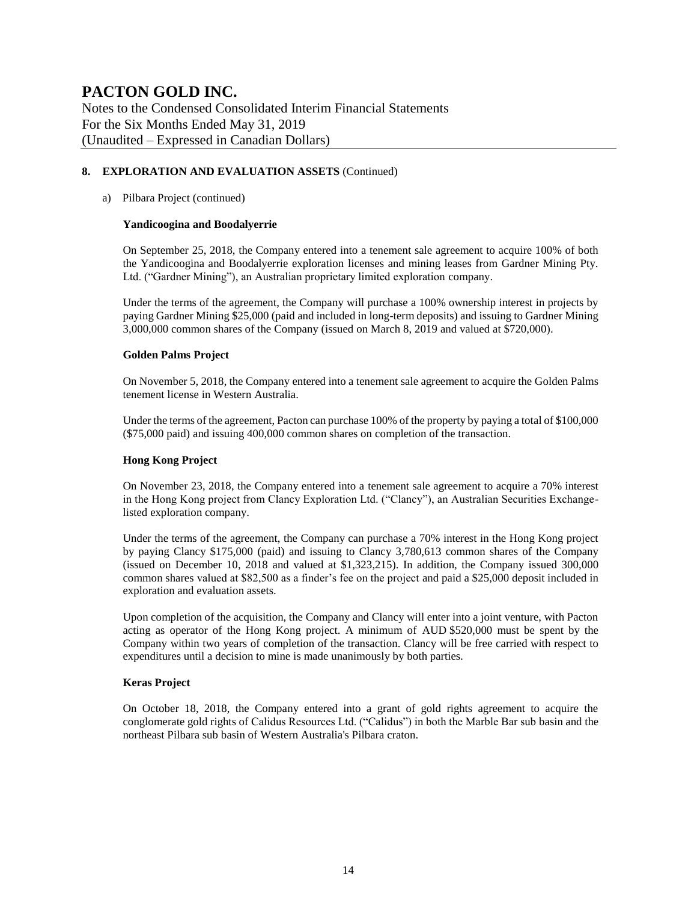## 8. EXPLORATION AND EVALUATION ASSETS (Continued)

a) Pilbara Project (continued)

**Yandicoogina and Boodalyerrie**

On September 25, 2018, the Company entered into a tenement sale agreement to acquire 100% of both the Yandicoogina and Boodalyerrie exploration licenses and mining leases from Gardner Mining Pty. Ltd. ("Gardner Mining"), an Australian proprietary limited exploration company.

Under the terms of the agreement, the Company will purchase a 100% ownership interest in projects by paying Gardner Mining $25,000 (paid and included in long-term deposits) and issuing to Gardner Mining 3,000,000 common shares of the Company (issued on March 8, 2019 and valued at $720,000).

**Golden Palms Project**

On November 5, 2018, the Company entered into a tenement sale agreement to acquire the Golden Palms tenement license in Western Australia.

Under the terms of the agreement, Pacton can purchase 100% of the property by paying a total of $100,000 ($75,000 paid) and issuing 400,000 common shares on completion of the transaction.

**Hong Kong Project**

On November 23, 2018, the Company entered into a tenement sale agreement to acquire a 70% interest in the Hong Kong project from Clancy Exploration Ltd. ("Clancy"), an Australian Securities Exchange-listed exploration company.

Under the terms of the agreement, the Company can purchase a 70% interest in the Hong Kong project by paying Clancy $175,000 (paid) and issuing to Clancy 3,780,613 common shares of the Company (issued on December 10, 2018 and valued at $1,323,215). In addition, the Company issued 300,000 common shares valued at $82,500 as a finder's fee on the project and paid a $25,000 deposit included in exploration and evaluation assets.

Upon completion of the acquisition, the Company and Clancy will enter into a joint venture, with Pacton acting as operator of the Hong Kong project. A minimum of AUD $520,000 must be spent by the Company within two years of completion of the transaction. Clancy will be free carried with respect to expenditures until a decision to mine is made unanimously by both parties.

**Keras Project**

On October 18, 2018, the Company entered into a grant of gold rights agreement to acquire the conglomerate gold rights of Calidus Resources Ltd. ("Calidus") in both the Marble Bar sub basin and the northeast Pilbara sub basin of Western Australia's Pilbara craton.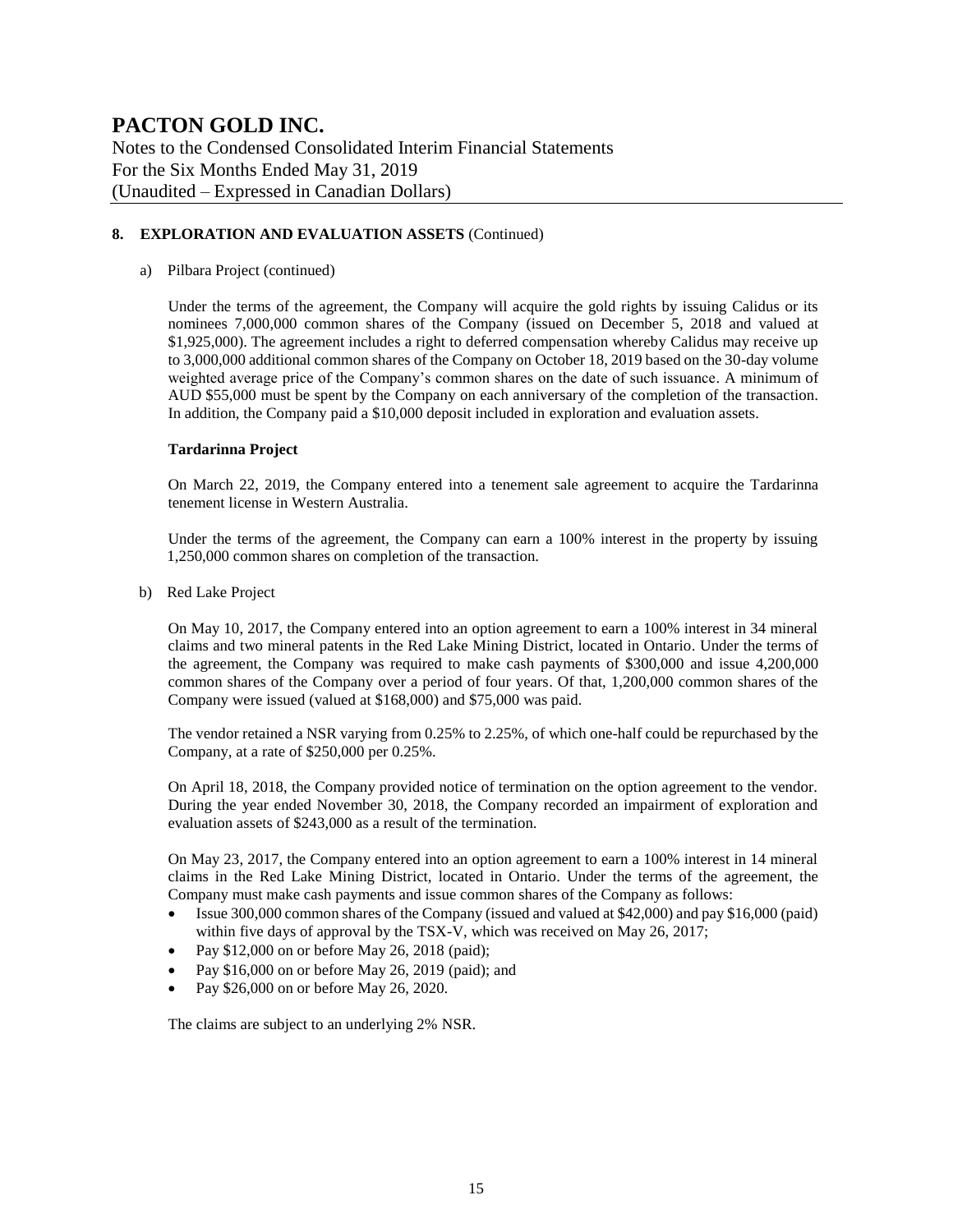## 8. EXPLORATION AND EVALUATION ASSETS (Continued)

a) Pilbara Project (continued)

Under the terms of the agreement, the Company will acquire the gold rights by issuing Calidus or its nominees 7,000,000 common shares of the Company (issued on December 5, 2018 and valued at $1,925,000). The agreement includes a right to deferred compensation whereby Calidus may receive up to 3,000,000 additional common shares of the Company on October 18, 2019 based on the 30-day volume weighted average price of the Company's common shares on the date of such issuance. A minimum of AUD $55,000 must be spent by the Company on each anniversary of the completion of the transaction. In addition, the Company paid a $10,000 deposit included in exploration and evaluation assets.

**Tardarinna Project**

On March 22, 2019, the Company entered into a tenement sale agreement to acquire the Tardarinna tenement license in Western Australia.

Under the terms of the agreement, the Company can earn a 100% interest in the property by issuing 1,250,000 common shares on completion of the transaction.

b) Red Lake Project

On May 10, 2017, the Company entered into an option agreement to earn a 100% interest in 34 mineral claims and two mineral patents in the Red Lake Mining District, located in Ontario. Under the terms of the agreement, the Company was required to make cash payments of $300,000 and issue 4,200,000 common shares of the Company over a period of four years. Of that, 1,200,000 common shares of the Company were issued (valued at $168,000) and $75,000 was paid.

The vendor retained a NSR varying from 0.25% to 2.25%, of which one-half could be repurchased by the Company, at a rate of $250,000 per 0.25%.

On April 18, 2018, the Company provided notice of termination on the option agreement to the vendor. During the year ended November 30, 2018, the Company recorded an impairment of exploration and evaluation assets of $243,000 as a result of the termination.

On May 23, 2017, the Company entered into an option agreement to earn a 100% interest in 14 mineral claims in the Red Lake Mining District, located in Ontario. Under the terms of the agreement, the Company must make cash payments and issue common shares of the Company as follows:

- Issue 300,000 common shares of the Company (issued and valued at $42,000) and pay $16,000 (paid) within five days of approval by the TSX-V, which was received on May 26, 2017;
- Pay $12,000 on or before May 26, 2018 (paid);
- Pay $16,000 on or before May 26, 2019 (paid); and
- Pay $26,000 on or before May 26, 2020.

The claims are subject to an underlying 2% NSR.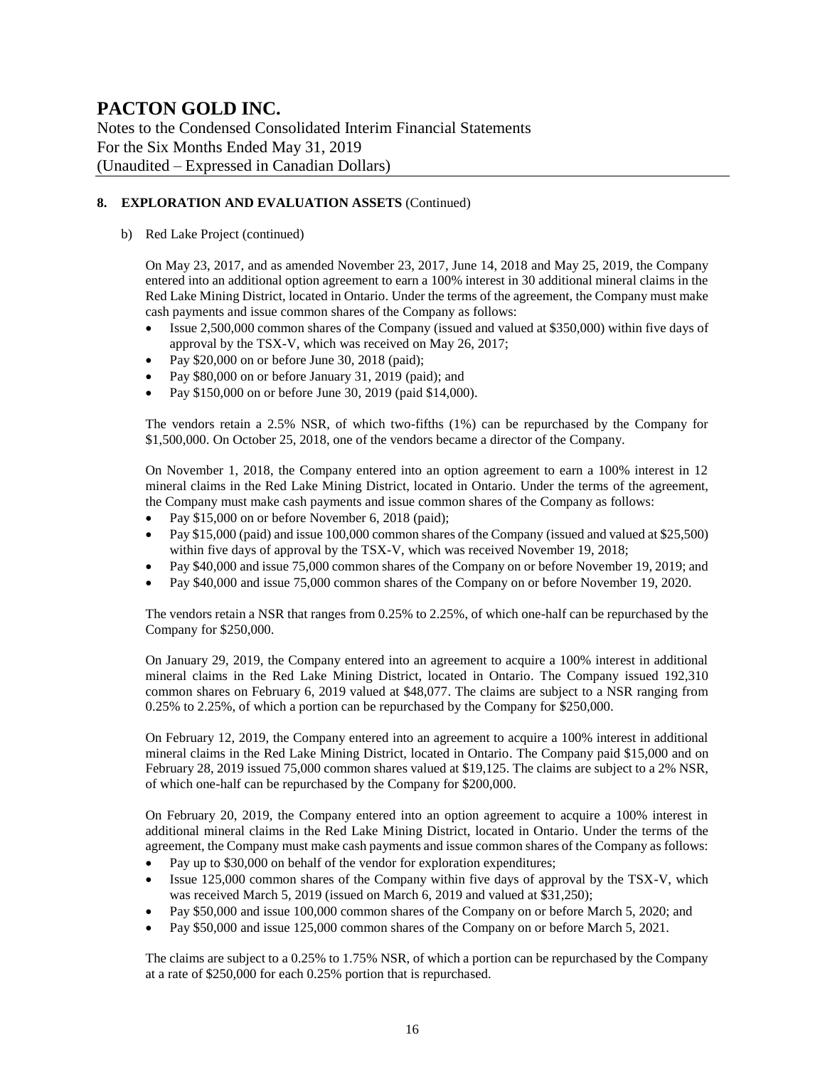## 8. EXPLORATION AND EVALUATION ASSETS (Continued)

b) Red Lake Project (continued)

On May 23, 2017, and as amended November 23, 2017, June 14, 2018 and May 25, 2019, the Company entered into an additional option agreement to earn a 100% interest in 30 additional mineral claims in the Red Lake Mining District, located in Ontario. Under the terms of the agreement, the Company must make cash payments and issue common shares of the Company as follows:

- Issue 2,500,000 common shares of the Company (issued and valued at $350,000) within five days of approval by the TSX-V, which was received on May 26, 2017;
- Pay $20,000 on or before June 30, 2018 (paid);
- Pay $80,000 on or before January 31, 2019 (paid); and
- Pay $150,000 on or before June 30, 2019 (paid $14,000).

The vendors retain a 2.5% NSR, of which two-fifths (1%) can be repurchased by the Company for $1,500,000. On October 25, 2018, one of the vendors became a director of the Company.

On November 1, 2018, the Company entered into an option agreement to earn a 100% interest in 12 mineral claims in the Red Lake Mining District, located in Ontario. Under the terms of the agreement, the Company must make cash payments and issue common shares of the Company as follows:

- Pay $15,000 on or before November 6, 2018 (paid);
- Pay $15,000 (paid) and issue 100,000 common shares of the Company (issued and valued at $25,500) within five days of approval by the TSX-V, which was received November 19, 2018;
- Pay $40,000 and issue 75,000 common shares of the Company on or before November 19, 2019; and
- Pay $40,000 and issue 75,000 common shares of the Company on or before November 19, 2020.

The vendors retain a NSR that ranges from 0.25% to 2.25%, of which one-half can be repurchased by the Company for $250,000.

On January 29, 2019, the Company entered into an agreement to acquire a 100% interest in additional mineral claims in the Red Lake Mining District, located in Ontario. The Company issued 192,310 common shares on February 6, 2019 valued at $48,077. The claims are subject to a NSR ranging from 0.25% to 2.25%, of which a portion can be repurchased by the Company for $250,000.

On February 12, 2019, the Company entered into an agreement to acquire a 100% interest in additional mineral claims in the Red Lake Mining District, located in Ontario. The Company paid $15,000 and on February 28, 2019 issued 75,000 common shares valued at $19,125. The claims are subject to a 2% NSR, of which one-half can be repurchased by the Company for $200,000.

On February 20, 2019, the Company entered into an option agreement to acquire a 100% interest in additional mineral claims in the Red Lake Mining District, located in Ontario. Under the terms of the agreement, the Company must make cash payments and issue common shares of the Company as follows:

- Pay up to $30,000 on behalf of the vendor for exploration expenditures;
- Issue 125,000 common shares of the Company within five days of approval by the TSX-V, which was received March 5, 2019 (issued on March 6, 2019 and valued at $31,250);
- Pay $50,000 and issue 100,000 common shares of the Company on or before March 5, 2020; and
- Pay $50,000 and issue 125,000 common shares of the Company on or before March 5, 2021.

The claims are subject to a 0.25% to 1.75% NSR, of which a portion can be repurchased by the Company at a rate of $250,000 for each 0.25% portion that is repurchased.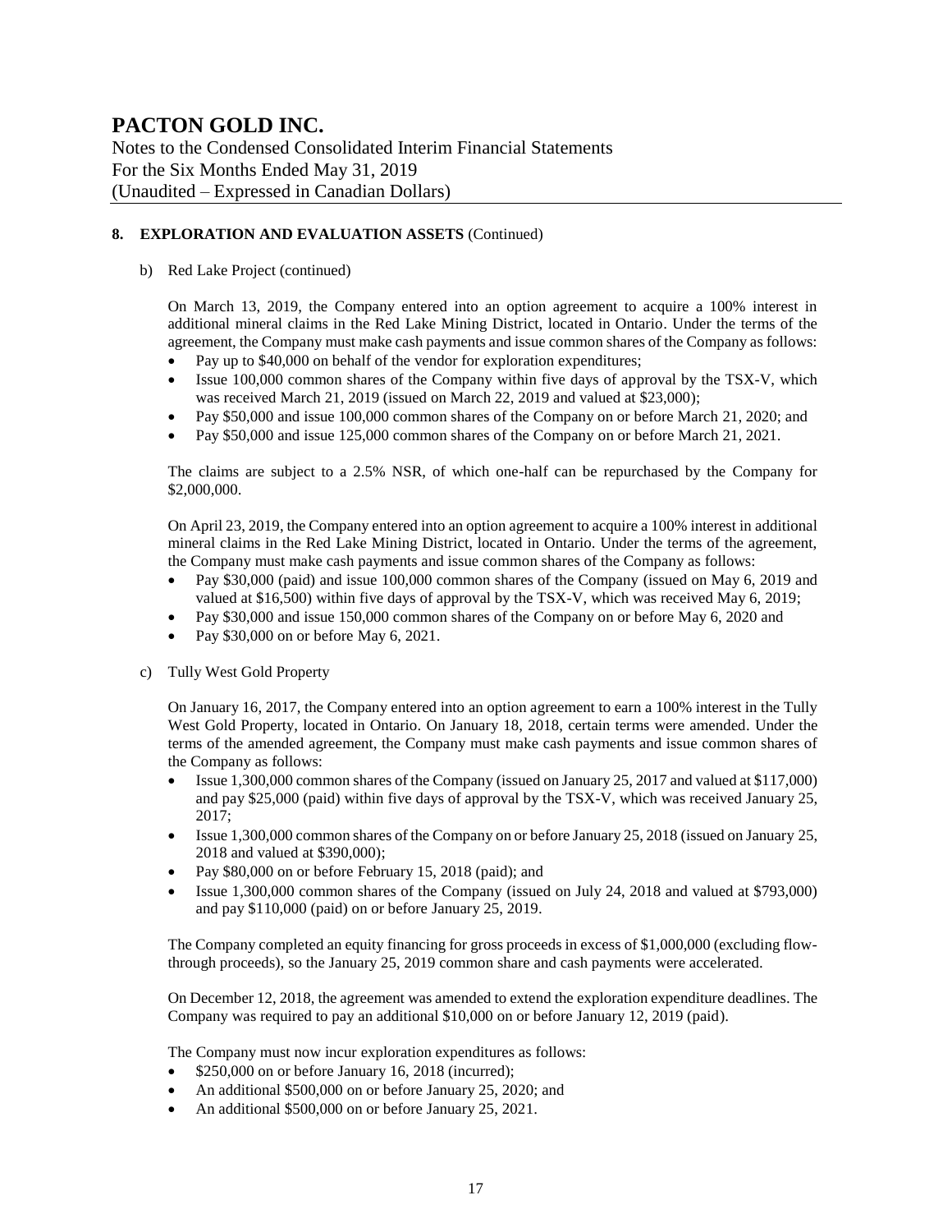## 8. EXPLORATION AND EVALUATION ASSETS (Continued)

b) Red Lake Project (continued)

On March 13, 2019, the Company entered into an option agreement to acquire a 100% interest in additional mineral claims in the Red Lake Mining District, located in Ontario. Under the terms of the agreement, the Company must make cash payments and issue common shares of the Company as follows:

- Pay up to $40,000 on behalf of the vendor for exploration expenditures;
- Issue 100,000 common shares of the Company within five days of approval by the TSX-V, which was received March 21, 2019 (issued on March 22, 2019 and valued at $23,000);
- Pay $50,000 and issue 100,000 common shares of the Company on or before March 21, 2020; and
- Pay $50,000 and issue 125,000 common shares of the Company on or before March 21, 2021.

The claims are subject to a 2.5% NSR, of which one-half can be repurchased by the Company for $2,000,000.

On April 23, 2019, the Company entered into an option agreement to acquire a 100% interest in additional mineral claims in the Red Lake Mining District, located in Ontario. Under the terms of the agreement, the Company must make cash payments and issue common shares of the Company as follows:

- Pay $30,000 (paid) and issue 100,000 common shares of the Company (issued on May 6, 2019 and valued at $16,500) within five days of approval by the TSX-V, which was received May 6, 2019;
- Pay $30,000 and issue 150,000 common shares of the Company on or before May 6, 2020 and
- Pay $30,000 on or before May 6, 2021.

c) Tully West Gold Property

On January 16, 2017, the Company entered into an option agreement to earn a 100% interest in the Tully West Gold Property, located in Ontario. On January 18, 2018, certain terms were amended. Under the terms of the amended agreement, the Company must make cash payments and issue common shares of the Company as follows:

- Issue 1,300,000 common shares of the Company (issued on January 25, 2017 and valued at $117,000) and pay $25,000 (paid) within five days of approval by the TSX-V, which was received January 25, 2017;
- Issue 1,300,000 common shares of the Company on or before January 25, 2018 (issued on January 25, 2018 and valued at $390,000);
- Pay $80,000 on or before February 15, 2018 (paid); and
- Issue 1,300,000 common shares of the Company (issued on July 24, 2018 and valued at $793,000) and pay $110,000 (paid) on or before January 25, 2019.

The Company completed an equity financing for gross proceeds in excess of $1,000,000 (excluding flow-through proceeds), so the January 25, 2019 common share and cash payments were accelerated.

On December 12, 2018, the agreement was amended to extend the exploration expenditure deadlines. The Company was required to pay an additional $10,000 on or before January 12, 2019 (paid).

The Company must now incur exploration expenditures as follows:

- $250,000 on or before January 16, 2018 (incurred);
- An additional $500,000 on or before January 25, 2020; and
- An additional $500,000 on or before January 25, 2021.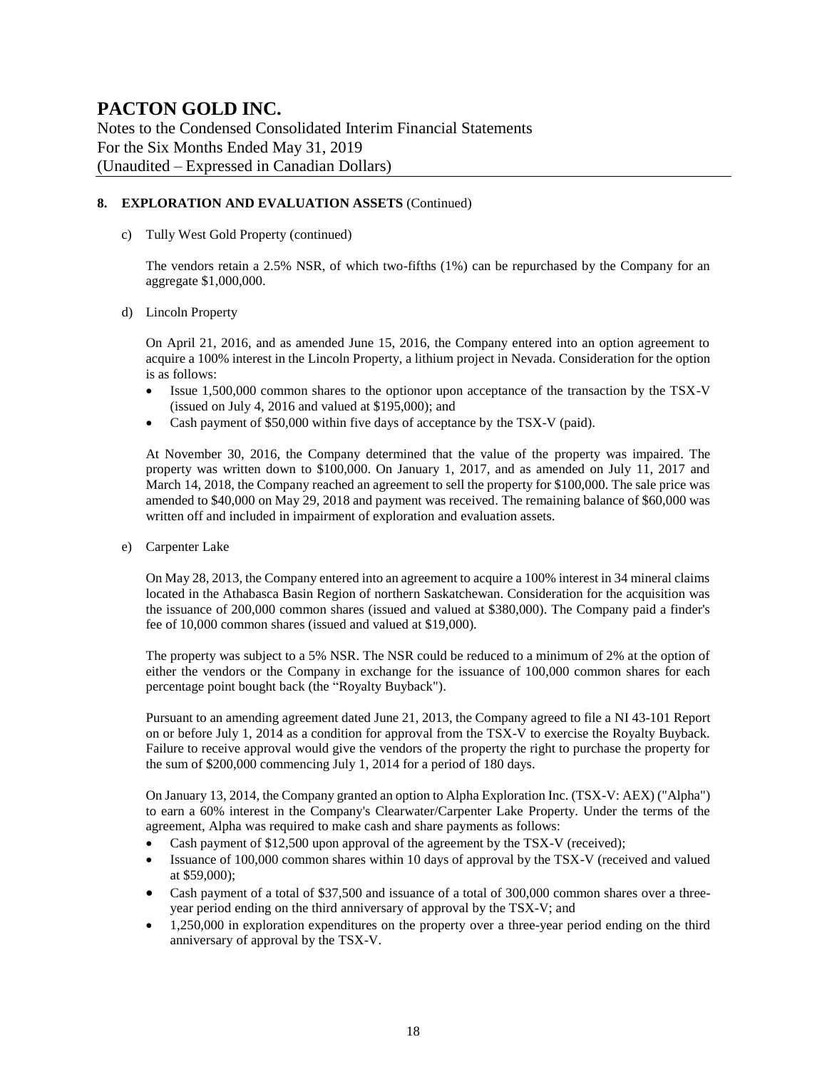## 8. EXPLORATION AND EVALUATION ASSETS (Continued)

c) Tully West Gold Property (continued)

The vendors retain a 2.5% NSR, of which two-fifths (1%) can be repurchased by the Company for an aggregate $1,000,000.

d) Lincoln Property

On April 21, 2016, and as amended June 15, 2016, the Company entered into an option agreement to acquire a 100% interest in the Lincoln Property, a lithium project in Nevada. Consideration for the option is as follows:

- Issue 1,500,000 common shares to the optionor upon acceptance of the transaction by the TSX-V (issued on July 4, 2016 and valued at $195,000); and
- Cash payment of $50,000 within five days of acceptance by the TSX-V (paid).

At November 30, 2016, the Company determined that the value of the property was impaired. The property was written down to $100,000. On January 1, 2017, and as amended on July 11, 2017 and March 14, 2018, the Company reached an agreement to sell the property for $100,000. The sale price was amended to $40,000 on May 29, 2018 and payment was received. The remaining balance of $60,000 was written off and included in impairment of exploration and evaluation assets.

e) Carpenter Lake

On May 28, 2013, the Company entered into an agreement to acquire a 100% interest in 34 mineral claims located in the Athabasca Basin Region of northern Saskatchewan. Consideration for the acquisition was the issuance of 200,000 common shares (issued and valued at $380,000). The Company paid a finder's fee of 10,000 common shares (issued and valued at $19,000).

The property was subject to a 5% NSR. The NSR could be reduced to a minimum of 2% at the option of either the vendors or the Company in exchange for the issuance of 100,000 common shares for each percentage point bought back (the "Royalty Buyback").

Pursuant to an amending agreement dated June 21, 2013, the Company agreed to file a NI 43-101 Report on or before July 1, 2014 as a condition for approval from the TSX-V to exercise the Royalty Buyback. Failure to receive approval would give the vendors of the property the right to purchase the property for the sum of $200,000 commencing July 1, 2014 for a period of 180 days.

On January 13, 2014, the Company granted an option to Alpha Exploration Inc. (TSX-V: AEX) ("Alpha") to earn a 60% interest in the Company's Clearwater/Carpenter Lake Property. Under the terms of the agreement, Alpha was required to make cash and share payments as follows:

- Cash payment of $12,500 upon approval of the agreement by the TSX-V (received);
- Issuance of 100,000 common shares within 10 days of approval by the TSX-V (received and valued at $59,000);
- Cash payment of a total of $37,500 and issuance of a total of 300,000 common shares over a three-year period ending on the third anniversary of approval by the TSX-V; and
- 1,250,000 in exploration expenditures on the property over a three-year period ending on the third anniversary of approval by the TSX-V.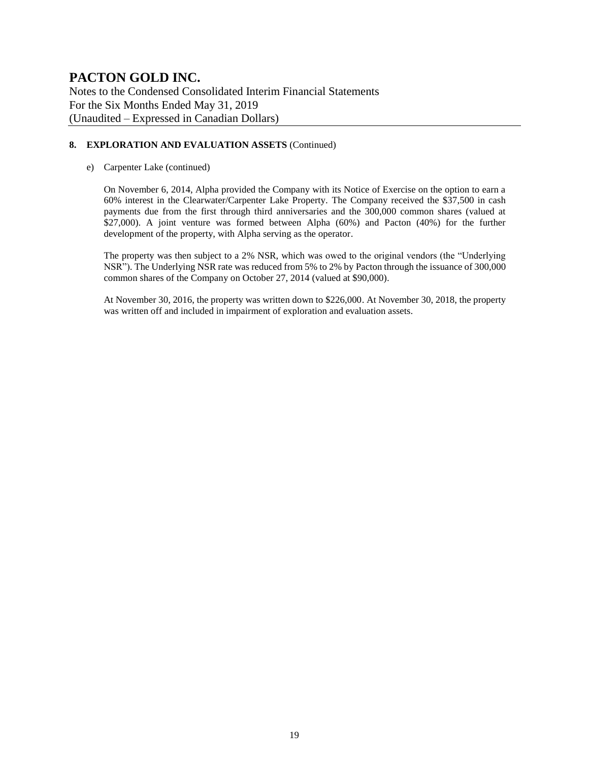## 8. EXPLORATION AND EVALUATION ASSETS (Continued)

e) Carpenter Lake (continued)

On November 6, 2014, Alpha provided the Company with its Notice of Exercise on the option to earn a 60% interest in the Clearwater/Carpenter Lake Property. The Company received the $37,500 in cash payments due from the first through third anniversaries and the 300,000 common shares (valued at $27,000). A joint venture was formed between Alpha (60%) and Pacton (40%) for the further development of the property, with Alpha serving as the operator.

The property was then subject to a 2% NSR, which was owed to the original vendors (the "Underlying NSR"). The Underlying NSR rate was reduced from 5% to 2% by Pacton through the issuance of 300,000 common shares of the Company on October 27, 2014 (valued at $90,000).

At November 30, 2016, the property was written down to $226,000. At November 30, 2018, the property was written off and included in impairment of exploration and evaluation assets.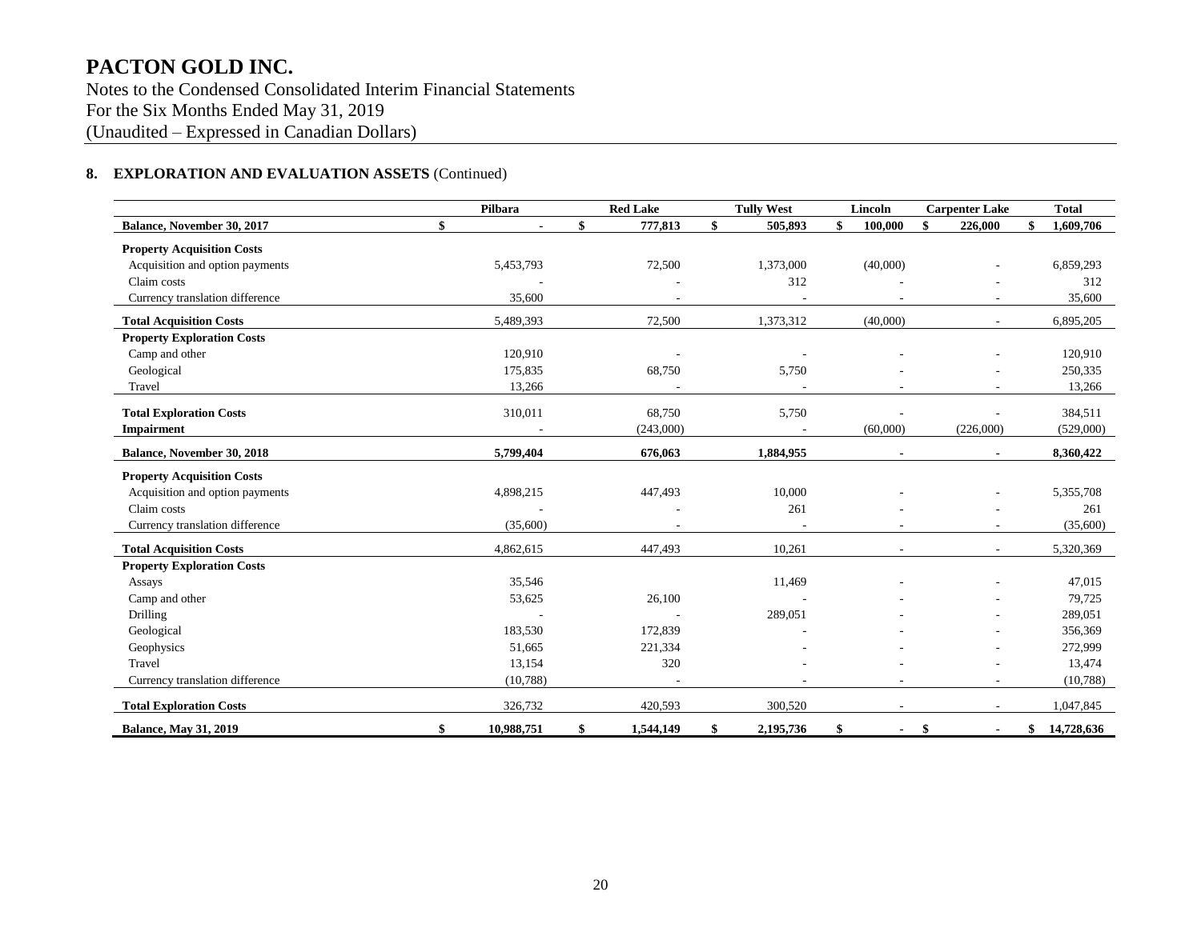# PACTON GOLD INC.

Notes to the Condensed Consolidated Interim Financial Statements
For the Six Months Ended May 31, 2019
(Unaudited – Expressed in Canadian Dollars)

## 8. EXPLORATION AND EVALUATION ASSETS (Continued)

| | Pilbara | Red Lake | Tully West | Lincoln | Carpenter Lake | Total |
|---|---|---|---|---|---|---|
| **Balance, November 30, 2017** | $ - | $ 777,813 | $ 505,893 | $ 100,000 | $ 226,000 | $ 1,609,706 |
| **Property Acquisition Costs** | | | | | | |
| Acquisition and option payments | 5,453,793 | 72,500 | 1,373,000 | (40,000) | - | 6,859,293 |
| Claim costs | - | - | 312 | - | - | 312 |
| Currency translation difference | 35,600 | - | - | - | - | 35,600 |
| **Total Acquisition Costs** | 5,489,393 | 72,500 | 1,373,312 | (40,000) | - | 6,895,205 |
| **Property Exploration Costs** | | | | | | |
| Camp and other | 120,910 | - | - | - | - | 120,910 |
| Geological | 175,835 | 68,750 | 5,750 | - | - | 250,335 |
| Travel | 13,266 | - | - | - | - | 13,266 |
| **Total Exploration Costs** | 310,011 | 68,750 | 5,750 | - | - | 384,511 |
| **Impairment** | - | (243,000) | - | (60,000) | (226,000) | (529,000) |
| **Balance, November 30, 2018** | 5,799,404 | 676,063 | 1,884,955 | - | - | 8,360,422 |
| **Property Acquisition Costs** | | | | | | |
| Acquisition and option payments | 4,898,215 | 447,493 | 10,000 | - | - | 5,355,708 |
| Claim costs | - | - | 261 | - | - | 261 |
| Currency translation difference | (35,600) | - | - | - | - | (35,600) |
| **Total Acquisition Costs** | 4,862,615 | 447,493 | 10,261 | - | - | 5,320,369 |
| **Property Exploration Costs** | | | | | | |
| Assays | 35,546 | | 11,469 | - | - | 47,015 |
| Camp and other | 53,625 | 26,100 | - | - | - | 79,725 |
| Drilling | - | - | 289,051 | - | - | 289,051 |
| Geological | 183,530 | 172,839 | - | - | - | 356,369 |
| Geophysics | 51,665 | 221,334 | - | - | - | 272,999 |
| Travel | 13,154 | 320 | - | - | - | 13,474 |
| Currency translation difference | (10,788) | - | - | - | - | (10,788) |
| **Total Exploration Costs** | 326,732 | 420,593 | 300,520 | - | - | 1,047,845 |
| **Balance, May 31, 2019** | $ 10,988,751 | $ 1,544,149 | $ 2,195,736 | $ - | $ - | $ 14,728,636 |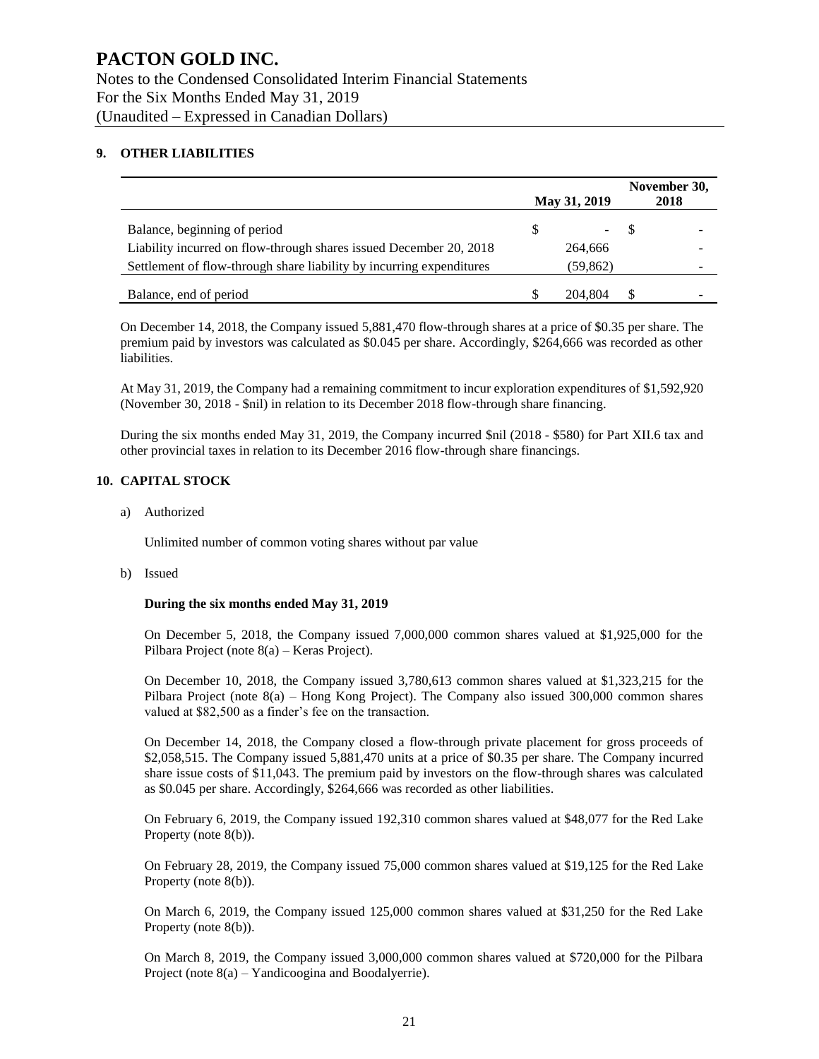# PACTON GOLD INC.

Notes to the Condensed Consolidated Interim Financial Statements
For the Six Months Ended May 31, 2019
(Unaudited – Expressed in Canadian Dollars)

## 9. OTHER LIABILITIES

| | May 31, 2019 | November 30, 2018 |
|---|---|---|
| Balance, beginning of period | $ - | $ - |
| Liability incurred on flow-through shares issued December 20, 2018 | 264,666 | - |
| Settlement of flow-through share liability by incurring expenditures | (59,862) | - |
| Balance, end of period | $ 204,804 | $ - |

On December 14, 2018, the Company issued 5,881,470 flow-through shares at a price of $0.35 per share. The premium paid by investors was calculated as $0.045 per share. Accordingly, $264,666 was recorded as other liabilities.

At May 31, 2019, the Company had a remaining commitment to incur exploration expenditures of $1,592,920 (November 30, 2018 - $nil) in relation to its December 2018 flow-through share financing.

During the six months ended May 31, 2019, the Company incurred $nil (2018 - $580) for Part XII.6 tax and other provincial taxes in relation to its December 2016 flow-through share financings.

## 10. CAPITAL STOCK

a) Authorized

Unlimited number of common voting shares without par value

b) Issued

**During the six months ended May 31, 2019**

On December 5, 2018, the Company issued 7,000,000 common shares valued at $1,925,000 for the Pilbara Project (note 8(a) – Keras Project).

On December 10, 2018, the Company issued 3,780,613 common shares valued at $1,323,215 for the Pilbara Project (note 8(a) – Hong Kong Project). The Company also issued 300,000 common shares valued at $82,500 as a finder's fee on the transaction.

On December 14, 2018, the Company closed a flow-through private placement for gross proceeds of $2,058,515. The Company issued 5,881,470 units at a price of $0.35 per share. The Company incurred share issue costs of $11,043. The premium paid by investors on the flow-through shares was calculated as $0.045 per share. Accordingly, $264,666 was recorded as other liabilities.

On February 6, 2019, the Company issued 192,310 common shares valued at $48,077 for the Red Lake Property (note 8(b)).

On February 28, 2019, the Company issued 75,000 common shares valued at $19,125 for the Red Lake Property (note 8(b)).

On March 6, 2019, the Company issued 125,000 common shares valued at $31,250 for the Red Lake Property (note 8(b)).

On March 8, 2019, the Company issued 3,000,000 common shares valued at $720,000 for the Pilbara Project (note 8(a) – Yandicoogina and Boodalyerrie).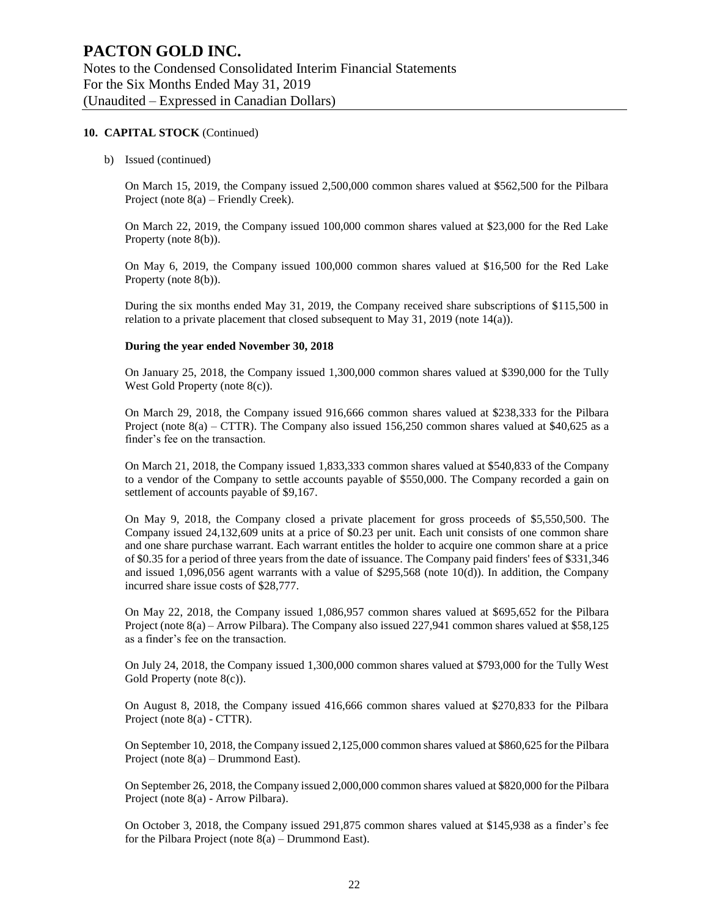## 10. CAPITAL STOCK (Continued)

b) Issued (continued)

On March 15, 2019, the Company issued 2,500,000 common shares valued at $562,500 for the Pilbara Project (note 8(a) – Friendly Creek).

On March 22, 2019, the Company issued 100,000 common shares valued at $23,000 for the Red Lake Property (note 8(b)).

On May 6, 2019, the Company issued 100,000 common shares valued at $16,500 for the Red Lake Property (note 8(b)).

During the six months ended May 31, 2019, the Company received share subscriptions of $115,500 in relation to a private placement that closed subsequent to May 31, 2019 (note 14(a)).

**During the year ended November 30, 2018**

On January 25, 2018, the Company issued 1,300,000 common shares valued at $390,000 for the Tully West Gold Property (note 8(c)).

On March 29, 2018, the Company issued 916,666 common shares valued at $238,333 for the Pilbara Project (note 8(a) – CTTR). The Company also issued 156,250 common shares valued at $40,625 as a finder's fee on the transaction.

On March 21, 2018, the Company issued 1,833,333 common shares valued at $540,833 of the Company to a vendor of the Company to settle accounts payable of $550,000. The Company recorded a gain on settlement of accounts payable of $9,167.

On May 9, 2018, the Company closed a private placement for gross proceeds of $5,550,500. The Company issued 24,132,609 units at a price of $0.23 per unit. Each unit consists of one common share and one share purchase warrant. Each warrant entitles the holder to acquire one common share at a price of $0.35 for a period of three years from the date of issuance. The Company paid finders' fees of $331,346 and issued 1,096,056 agent warrants with a value of $295,568 (note 10(d)). In addition, the Company incurred share issue costs of $28,777.

On May 22, 2018, the Company issued 1,086,957 common shares valued at $695,652 for the Pilbara Project (note 8(a) – Arrow Pilbara). The Company also issued 227,941 common shares valued at $58,125 as a finder's fee on the transaction.

On July 24, 2018, the Company issued 1,300,000 common shares valued at $793,000 for the Tully West Gold Property (note 8(c)).

On August 8, 2018, the Company issued 416,666 common shares valued at $270,833 for the Pilbara Project (note 8(a) - CTTR).

On September 10, 2018, the Company issued 2,125,000 common shares valued at $860,625 for the Pilbara Project (note 8(a) – Drummond East).

On September 26, 2018, the Company issued 2,000,000 common shares valued at $820,000 for the Pilbara Project (note 8(a) - Arrow Pilbara).

On October 3, 2018, the Company issued 291,875 common shares valued at $145,938 as a finder's fee for the Pilbara Project (note 8(a) – Drummond East).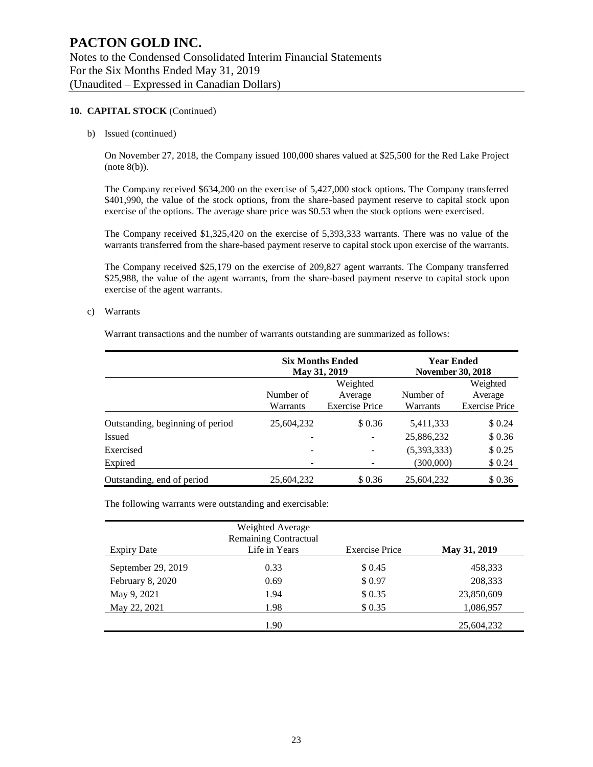## 10. CAPITAL STOCK (Continued)

b) Issued (continued)

On November 27, 2018, the Company issued 100,000 shares valued at $25,500 for the Red Lake Project (note 8(b)).

The Company received $634,200 on the exercise of 5,427,000 stock options. The Company transferred $401,990, the value of the stock options, from the share-based payment reserve to capital stock upon exercise of the options. The average share price was $0.53 when the stock options were exercised.

The Company received $1,325,420 on the exercise of 5,393,333 warrants. There was no value of the warrants transferred from the share-based payment reserve to capital stock upon exercise of the warrants.

The Company received $25,179 on the exercise of 209,827 agent warrants. The Company transferred $25,988, the value of the agent warrants, from the share-based payment reserve to capital stock upon exercise of the agent warrants.

c) Warrants

Warrant transactions and the number of warrants outstanding are summarized as follows:

| | **Six Months Ended May 31, 2019** | | **Year Ended November 30, 2018** | |
|---|---|---|---|---|
| | Number of Warrants | Weighted Average Exercise Price | Number of Warrants | Weighted Average Exercise Price |
| Outstanding, beginning of period | 25,604,232 | $ 0.36 | 5,411,333 | $ 0.24 |
| Issued | - | - | 25,886,232 | $ 0.36 |
| Exercised | - | - | (5,393,333) | $ 0.25 |
| Expired | - | - | (300,000) | $ 0.24 |
| Outstanding, end of period | 25,604,232 | $ 0.36 | 25,604,232 | $ 0.36 |

The following warrants were outstanding and exercisable:

| Expiry Date | Weighted Average Remaining Contractual Life in Years | Exercise Price | **May 31, 2019** |
|---|---|---|---|
| September 29, 2019 | 0.33 | $ 0.45 | 458,333 |
| February 8, 2020 | 0.69 | $ 0.97 | 208,333 |
| May 9, 2021 | 1.94 | $ 0.35 | 23,850,609 |
| May 22, 2021 | 1.98 | $ 0.35 | 1,086,957 |
| | 1.90 | | 25,604,232 |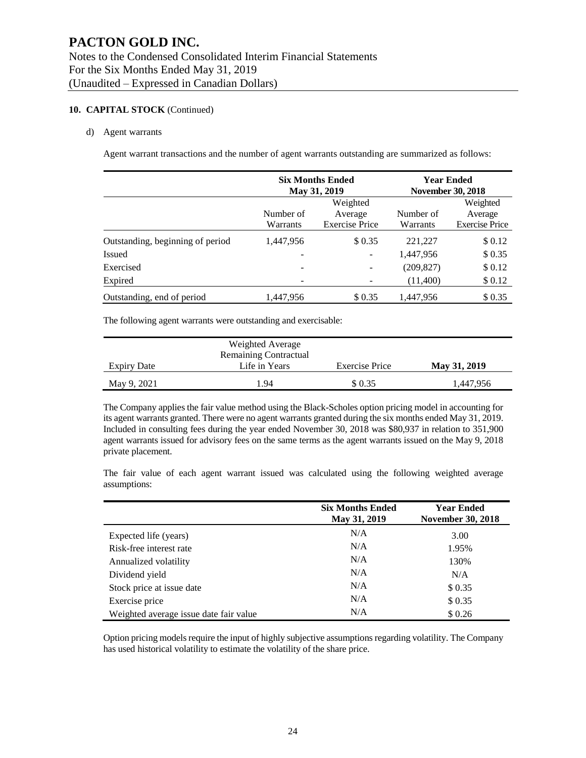## 10. CAPITAL STOCK (Continued)

d) Agent warrants

Agent warrant transactions and the number of agent warrants outstanding are summarized as follows:

| | Six Months Ended May 31, 2019 | | Year Ended November 30, 2018 | |
|---|---|---|---|---|
| | Number of Warrants | Weighted Average Exercise Price | Number of Warrants | Weighted Average Exercise Price |
| Outstanding, beginning of period | 1,447,956 | $ 0.35 | 221,227 | $ 0.12 |
| Issued | - | - | 1,447,956 | $ 0.35 |
| Exercised | - | - | (209,827) | $ 0.12 |
| Expired | - | - | (11,400) | $ 0.12 |
| Outstanding, end of period | 1,447,956 | $ 0.35 | 1,447,956 | $ 0.35 |

The following agent warrants were outstanding and exercisable:

| Expiry Date | Weighted Average Remaining Contractual Life in Years | Exercise Price | **May 31, 2019** |
|---|---|---|---|
| May 9, 2021 | 1.94 | $ 0.35 | 1,447,956 |

The Company applies the fair value method using the Black-Scholes option pricing model in accounting for its agent warrants granted. There were no agent warrants granted during the six months ended May 31, 2019. Included in consulting fees during the year ended November 30, 2018 was $80,937 in relation to 351,900 agent warrants issued for advisory fees on the same terms as the agent warrants issued on the May 9, 2018 private placement.

The fair value of each agent warrant issued was calculated using the following weighted average assumptions:

| | Six Months Ended May 31, 2019 | Year Ended November 30, 2018 |
|---|---|---|
| Expected life (years) | N/A | 3.00 |
| Risk-free interest rate | N/A | 1.95% |
| Annualized volatility | N/A | 130% |
| Dividend yield | N/A | N/A |
| Stock price at issue date | N/A | $ 0.35 |
| Exercise price | N/A | $ 0.35 |
| Weighted average issue date fair value | N/A | $ 0.26 |

Option pricing models require the input of highly subjective assumptions regarding volatility. The Company has used historical volatility to estimate the volatility of the share price.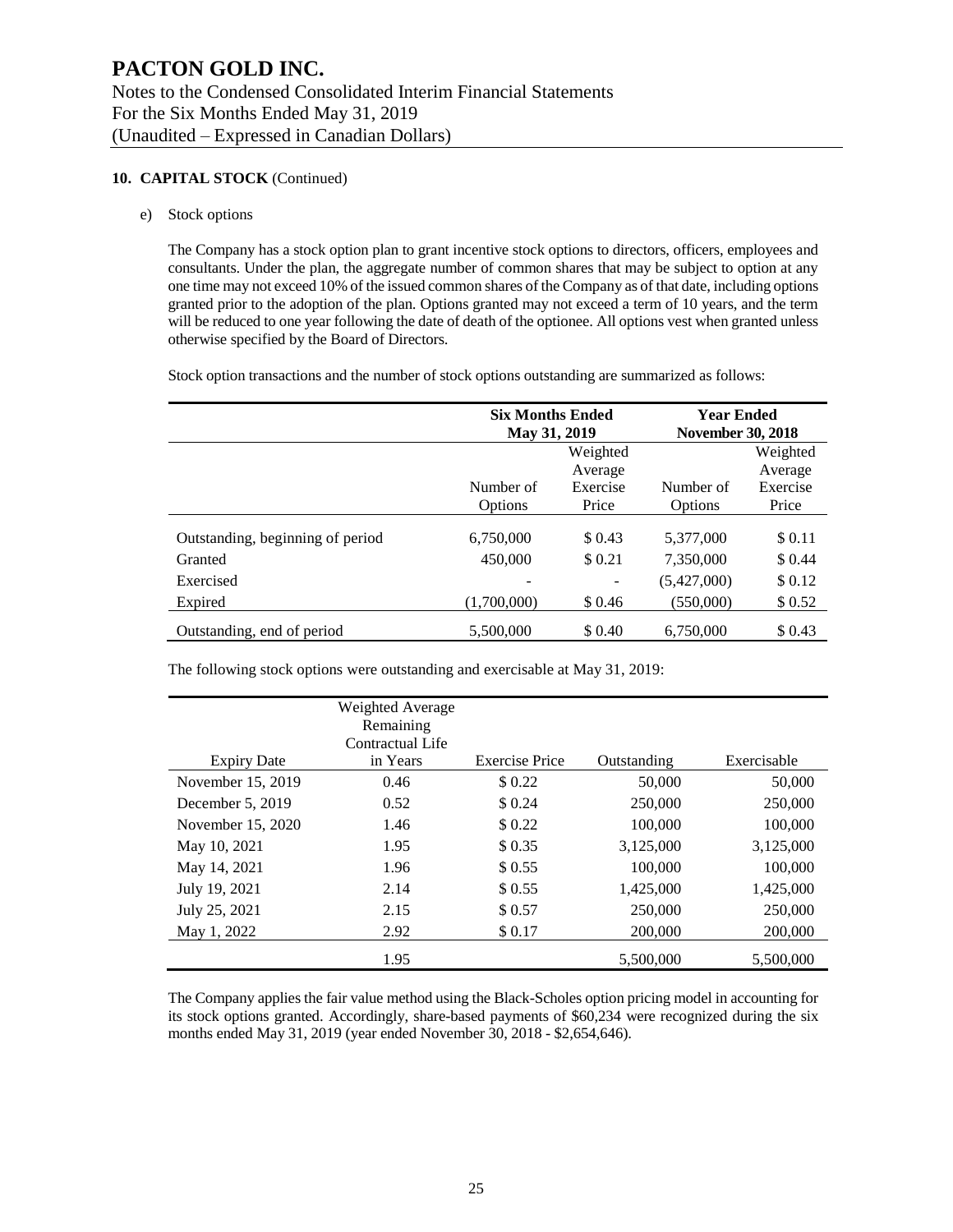# PACTON GOLD INC.

Notes to the Condensed Consolidated Interim Financial Statements
For the Six Months Ended May 31, 2019
(Unaudited – Expressed in Canadian Dollars)

## 10. CAPITAL STOCK (Continued)

e) Stock options

The Company has a stock option plan to grant incentive stock options to directors, officers, employees and consultants. Under the plan, the aggregate number of common shares that may be subject to option at any one time may not exceed 10% of the issued common shares of the Company as of that date, including options granted prior to the adoption of the plan. Options granted may not exceed a term of 10 years, and the term will be reduced to one year following the date of death of the optionee. All options vest when granted unless otherwise specified by the Board of Directors.

Stock option transactions and the number of stock options outstanding are summarized as follows:

| | Six Months Ended May 31, 2019 | | Year Ended November 30, 2018 | |
|---|---|---|---|---|
| | Number of Options | Weighted Average Exercise Price | Number of Options | Weighted Average Exercise Price |
| Outstanding, beginning of period | 6,750,000 | \$ 0.43 | 5,377,000 | \$ 0.11 |
| Granted | 450,000 | \$ 0.21 | 7,350,000 | \$ 0.44 |
| Exercised | - | - | (5,427,000) | \$ 0.12 |
| Expired | (1,700,000) | \$ 0.46 | (550,000) | \$ 0.52 |
| Outstanding, end of period | 5,500,000 | \$ 0.40 | 6,750,000 | \$ 0.43 |

The following stock options were outstanding and exercisable at May 31, 2019:

| Expiry Date | Weighted Average Remaining Contractual Life in Years | Exercise Price | Outstanding | Exercisable |
|---|---|---|---|---|
| November 15, 2019 | 0.46 | \$ 0.22 | 50,000 | 50,000 |
| December 5, 2019 | 0.52 | \$ 0.24 | 250,000 | 250,000 |
| November 15, 2020 | 1.46 | \$ 0.22 | 100,000 | 100,000 |
| May 10, 2021 | 1.95 | \$ 0.35 | 3,125,000 | 3,125,000 |
| May 14, 2021 | 1.96 | \$ 0.55 | 100,000 | 100,000 |
| July 19, 2021 | 2.14 | \$ 0.55 | 1,425,000 | 1,425,000 |
| July 25, 2021 | 2.15 | \$ 0.57 | 250,000 | 250,000 |
| May 1, 2022 | 2.92 | \$ 0.17 | 200,000 | 200,000 |
| | 1.95 | | 5,500,000 | 5,500,000 |

The Company applies the fair value method using the Black-Scholes option pricing model in accounting for its stock options granted. Accordingly, share-based payments of \$60,234 were recognized during the six months ended May 31, 2019 (year ended November 30, 2018 - \$2,654,646).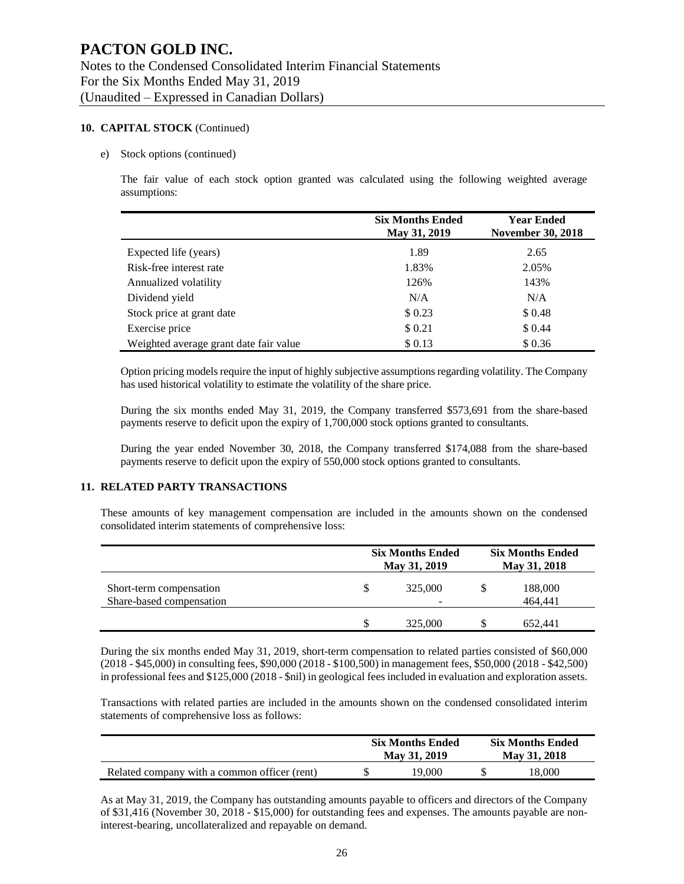# PACTON GOLD INC.

Notes to the Condensed Consolidated Interim Financial Statements
For the Six Months Ended May 31, 2019
(Unaudited – Expressed in Canadian Dollars)

## 10. CAPITAL STOCK (Continued)

e) Stock options (continued)

The fair value of each stock option granted was calculated using the following weighted average assumptions:

| | Six Months Ended May 31, 2019 | Year Ended November 30, 2018 |
|---|---|---|
| Expected life (years) | 1.89 | 2.65 |
| Risk-free interest rate | 1.83% | 2.05% |
| Annualized volatility | 126% | 143% |
| Dividend yield | N/A | N/A |
| Stock price at grant date | $ 0.23 | $ 0.48 |
| Exercise price | $ 0.21 | $ 0.44 |
| Weighted average grant date fair value | $ 0.13 | $ 0.36 |

Option pricing models require the input of highly subjective assumptions regarding volatility. The Company has used historical volatility to estimate the volatility of the share price.

During the six months ended May 31, 2019, the Company transferred $573,691 from the share-based payments reserve to deficit upon the expiry of 1,700,000 stock options granted to consultants.

During the year ended November 30, 2018, the Company transferred $174,088 from the share-based payments reserve to deficit upon the expiry of 550,000 stock options granted to consultants.

## 11. RELATED PARTY TRANSACTIONS

These amounts of key management compensation are included in the amounts shown on the condensed consolidated interim statements of comprehensive loss:

| | Six Months Ended May 31, 2019 | Six Months Ended May 31, 2018 |
|---|---|---|
| Short-term compensation | $ 325,000 | $ 188,000 |
| Share-based compensation | - | 464,441 |
| | $ 325,000 | $ 652,441 |

During the six months ended May 31, 2019, short-term compensation to related parties consisted of $60,000 (2018 - $45,000) in consulting fees, $90,000 (2018 - $100,500) in management fees, $50,000 (2018 - $42,500) in professional fees and $125,000 (2018 - $nil) in geological fees included in evaluation and exploration assets.

Transactions with related parties are included in the amounts shown on the condensed consolidated interim statements of comprehensive loss as follows:

| | Six Months Ended May 31, 2019 | Six Months Ended May 31, 2018 |
|---|---|---|
| Related company with a common officer (rent) | $ 19,000 | $ 18,000 |

As at May 31, 2019, the Company has outstanding amounts payable to officers and directors of the Company of $31,416 (November 30, 2018 - $15,000) for outstanding fees and expenses. The amounts payable are non-interest-bearing, uncollateralized and repayable on demand.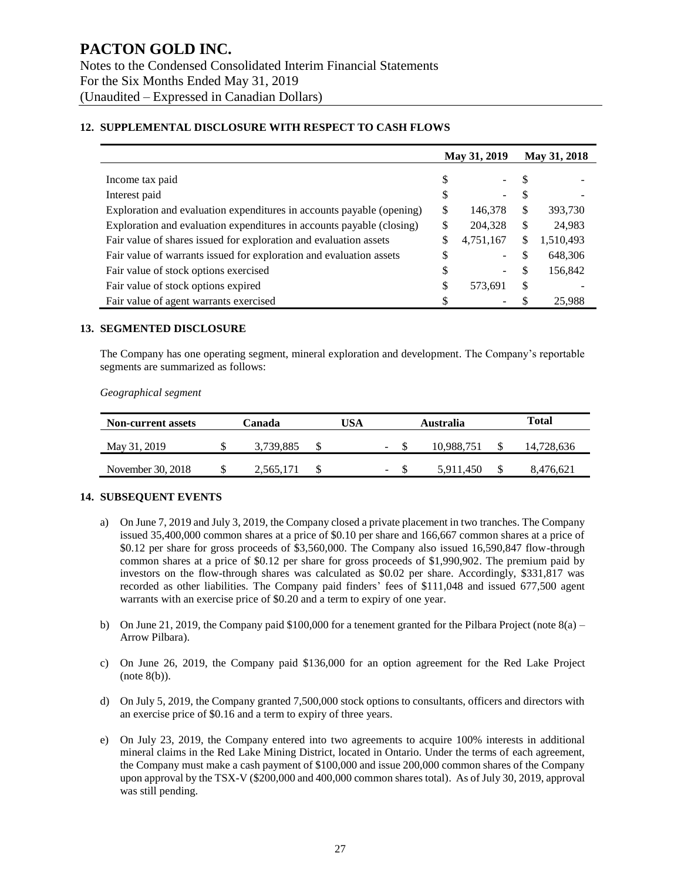## 12. SUPPLEMENTAL DISCLOSURE WITH RESPECT TO CASH FLOWS

| | May 31, 2019 | May 31, 2018 |
|---|---|---|
| Income tax paid | $ - | $ - |
| Interest paid | $ - | $ - |
| Exploration and evaluation expenditures in accounts payable (opening) | $ 146,378 | $ 393,730 |
| Exploration and evaluation expenditures in accounts payable (closing) | $ 204,328 | $ 24,983 |
| Fair value of shares issued for exploration and evaluation assets | $ 4,751,167 | $ 1,510,493 |
| Fair value of warrants issued for exploration and evaluation assets | $ - | $ 648,306 |
| Fair value of stock options exercised | $ - | $ 156,842 |
| Fair value of stock options expired | $ 573,691 | $ - |
| Fair value of agent warrants exercised | $ - | $ 25,988 |

## 13. SEGMENTED DISCLOSURE

The Company has one operating segment, mineral exploration and development. The Company's reportable segments are summarized as follows:

*Geographical segment*

| Non-current assets | Canada | USA | Australia | Total |
|---|---|---|---|---|
| May 31, 2019 | $ 3,739,885 | $ - | $ 10,988,751 | $ 14,728,636 |
| November 30, 2018 | $ 2,565,171 | $ - | $ 5,911,450 | $ 8,476,621 |

## 14. SUBSEQUENT EVENTS

a) On June 7, 2019 and July 3, 2019, the Company closed a private placement in two tranches. The Company issued 35,400,000 common shares at a price of $0.10 per share and 166,667 common shares at a price of $0.12 per share for gross proceeds of $3,560,000. The Company also issued 16,590,847 flow-through common shares at a price of $0.12 per share for gross proceeds of $1,990,902. The premium paid by investors on the flow-through shares was calculated as $0.02 per share. Accordingly, $331,817 was recorded as other liabilities. The Company paid finders' fees of $111,048 and issued 677,500 agent warrants with an exercise price of $0.20 and a term to expiry of one year.

b) On June 21, 2019, the Company paid $100,000 for a tenement granted for the Pilbara Project (note 8(a) – Arrow Pilbara).

c) On June 26, 2019, the Company paid $136,000 for an option agreement for the Red Lake Project (note 8(b)).

d) On July 5, 2019, the Company granted 7,500,000 stock options to consultants, officers and directors with an exercise price of $0.16 and a term to expiry of three years.

e) On July 23, 2019, the Company entered into two agreements to acquire 100% interests in additional mineral claims in the Red Lake Mining District, located in Ontario. Under the terms of each agreement, the Company must make a cash payment of $100,000 and issue 200,000 common shares of the Company upon approval by the TSX-V ($200,000 and 400,000 common shares total). As of July 30, 2019, approval was still pending.